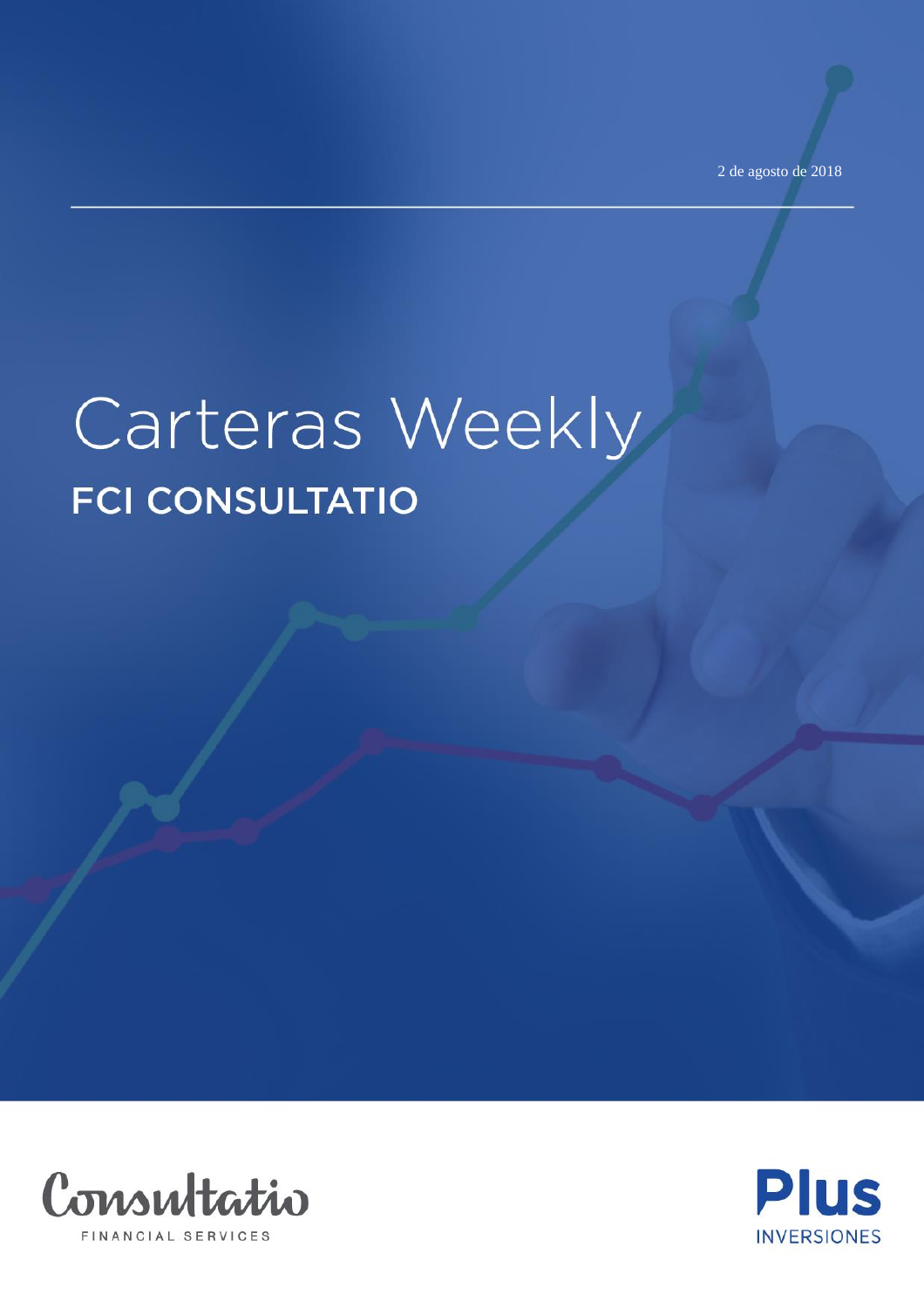2 de agosto de 2018

# Carteras Weekly

## FCI CONSULTATIO

Consultatio
FINANCIAL SERVICES

Plus
INVERSIONES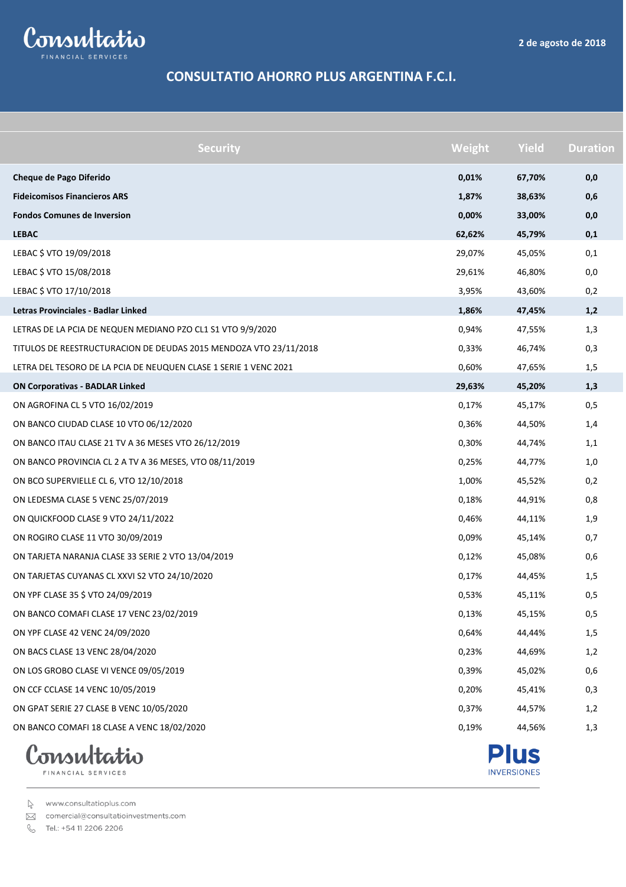2 de agosto de 2018

# CONSULTATIO AHORRO PLUS ARGENTINA F.C.I.

| Security | Weight | Yield | Duration |
|---|---|---|---|
| **Cheque de Pago Diferido** | **0,01%** | **67,70%** | **0,0** |
| **Fideicomisos Financieros ARS** | **1,87%** | **38,63%** | **0,6** |
| **Fondos Comunes de Inversion** | **0,00%** | **33,00%** | **0,0** |
| **LEBAC** | **62,62%** | **45,79%** | **0,1** |
| LEBAC $ VTO 19/09/2018 | 29,07% | 45,05% | 0,1 |
| LEBAC $ VTO 15/08/2018 | 29,61% | 46,80% | 0,0 |
| LEBAC $ VTO 17/10/2018 | 3,95% | 43,60% | 0,2 |
| **Letras Provinciales - Badlar Linked** | **1,86%** | **47,45%** | **1,2** |
| LETRAS DE LA PCIA DE NEQUEN MEDIANO PZO CL1 S1 VTO 9/9/2020 | 0,94% | 47,55% | 1,3 |
| TITULOS DE REESTRUCTURACION DE DEUDAS 2015 MENDOZA VTO 23/11/2018 | 0,33% | 46,74% | 0,3 |
| LETRA DEL TESORO DE LA PCIA DE NEUQUEN CLASE 1 SERIE 1 VENC 2021 | 0,60% | 47,65% | 1,5 |
| **ON Corporativas - BADLAR Linked** | **29,63%** | **45,20%** | **1,3** |
| ON AGROFINA CL 5 VTO 16/02/2019 | 0,17% | 45,17% | 0,5 |
| ON BANCO CIUDAD CLASE 10 VTO 06/12/2020 | 0,36% | 44,50% | 1,4 |
| ON BANCO ITAU CLASE 21 TV A 36 MESES VTO 26/12/2019 | 0,30% | 44,74% | 1,1 |
| ON BANCO PROVINCIA CL 2 A TV A 36 MESES, VTO 08/11/2019 | 0,25% | 44,77% | 1,0 |
| ON BCO SUPERVIELLE CL 6, VTO 12/10/2018 | 1,00% | 45,52% | 0,2 |
| ON LEDESMA CLASE 5 VENC 25/07/2019 | 0,18% | 44,91% | 0,8 |
| ON QUICKFOOD CLASE 9 VTO 24/11/2022 | 0,46% | 44,11% | 1,9 |
| ON ROGIRO CLASE 11 VTO 30/09/2019 | 0,09% | 45,14% | 0,7 |
| ON TARJETA NARANJA CLASE 33 SERIE 2 VTO 13/04/2019 | 0,12% | 45,08% | 0,6 |
| ON TARJETAS CUYANAS CL XXVI S2 VTO 24/10/2020 | 0,17% | 44,45% | 1,5 |
| ON YPF CLASE 35 $ VTO 24/09/2019 | 0,53% | 45,11% | 0,5 |
| ON BANCO COMAFI CLASE 17 VENC 23/02/2019 | 0,13% | 45,15% | 0,5 |
| ON YPF CLASE 42 VENC 24/09/2020 | 0,64% | 44,44% | 1,5 |
| ON BACS CLASE 13 VENC 28/04/2020 | 0,23% | 44,69% | 1,2 |
| ON LOS GROBO CLASE VI VENCE 09/05/2019 | 0,39% | 45,02% | 0,6 |
| ON CCF CCLASE 14 VENC 10/05/2019 | 0,20% | 45,41% | 0,3 |
| ON GPAT SERIE 27 CLASE B VENC 10/05/2020 | 0,37% | 44,57% | 1,2 |
| ON BANCO COMAFI 18 CLASE A VENC 18/02/2020 | 0,19% | 44,56% | 1,3 |

www.consultatioplus.com
comercial@consultatioinvestments.com
Tel.: +54 11 2206 2206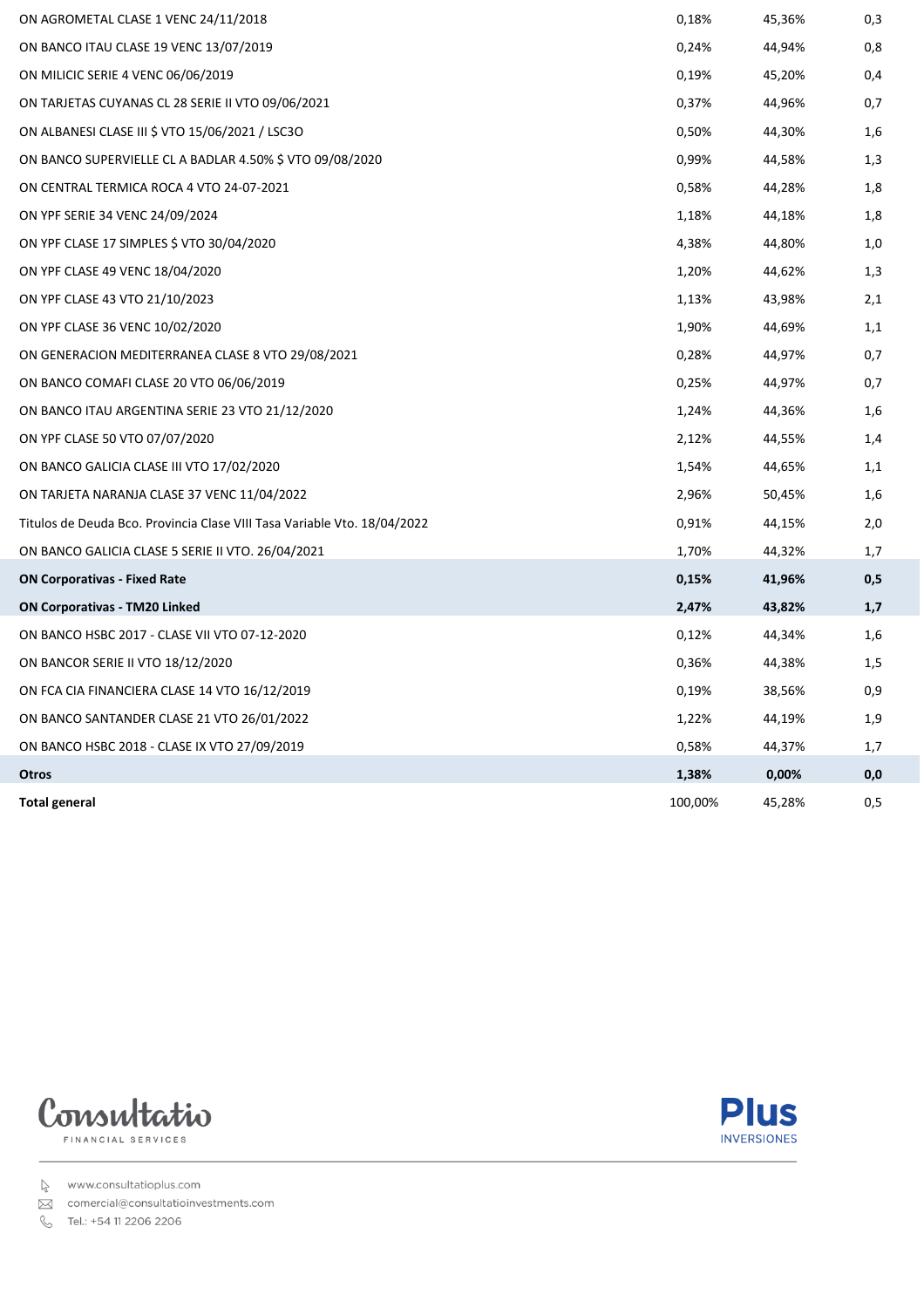| | | | |
|---|---|---|---|
| ON AGROMETAL CLASE 1 VENC 24/11/2018 | 0,18% | 45,36% | 0,3 |
| ON BANCO ITAU CLASE 19 VENC 13/07/2019 | 0,24% | 44,94% | 0,8 |
| ON MILICIC SERIE 4 VENC 06/06/2019 | 0,19% | 45,20% | 0,4 |
| ON TARJETAS CUYANAS CL 28 SERIE II VTO 09/06/2021 | 0,37% | 44,96% | 0,7 |
| ON ALBANESI CLASE III $ VTO 15/06/2021 / LSC3O | 0,50% | 44,30% | 1,6 |
| ON BANCO SUPERVIELLE CL A BADLAR 4.50% $ VTO 09/08/2020 | 0,99% | 44,58% | 1,3 |
| ON CENTRAL TERMICA ROCA 4 VTO 24-07-2021 | 0,58% | 44,28% | 1,8 |
| ON YPF SERIE 34 VENC 24/09/2024 | 1,18% | 44,18% | 1,8 |
| ON YPF CLASE 17 SIMPLES $ VTO 30/04/2020 | 4,38% | 44,80% | 1,0 |
| ON YPF CLASE 49 VENC 18/04/2020 | 1,20% | 44,62% | 1,3 |
| ON YPF CLASE 43 VTO 21/10/2023 | 1,13% | 43,98% | 2,1 |
| ON YPF CLASE 36 VENC 10/02/2020 | 1,90% | 44,69% | 1,1 |
| ON GENERACION MEDITERRANEA CLASE 8 VTO 29/08/2021 | 0,28% | 44,97% | 0,7 |
| ON BANCO COMAFI CLASE 20 VTO 06/06/2019 | 0,25% | 44,97% | 0,7 |
| ON BANCO ITAU ARGENTINA SERIE 23 VTO 21/12/2020 | 1,24% | 44,36% | 1,6 |
| ON YPF CLASE 50 VTO 07/07/2020 | 2,12% | 44,55% | 1,4 |
| ON BANCO GALICIA CLASE III VTO 17/02/2020 | 1,54% | 44,65% | 1,1 |
| ON TARJETA NARANJA CLASE 37 VENC 11/04/2022 | 2,96% | 50,45% | 1,6 |
| Titulos de Deuda Bco. Provincia Clase VIII Tasa Variable Vto. 18/04/2022 | 0,91% | 44,15% | 2,0 |
| ON BANCO GALICIA CLASE 5 SERIE II VTO. 26/04/2021 | 1,70% | 44,32% | 1,7 |
| **ON Corporativas - Fixed Rate** | **0,15%** | **41,96%** | **0,5** |
| **ON Corporativas - TM20 Linked** | **2,47%** | **43,82%** | **1,7** |
| ON BANCO HSBC 2017 - CLASE VII VTO 07-12-2020 | 0,12% | 44,34% | 1,6 |
| ON BANCOR SERIE II VTO 18/12/2020 | 0,36% | 44,38% | 1,5 |
| ON FCA CIA FINANCIERA CLASE 14 VTO 16/12/2019 | 0,19% | 38,56% | 0,9 |
| ON BANCO SANTANDER CLASE 21 VTO 26/01/2022 | 1,22% | 44,19% | 1,9 |
| ON BANCO HSBC 2018 - CLASE IX VTO 27/09/2019 | 0,58% | 44,37% | 1,7 |
| **Otros** | **1,38%** | **0,00%** | **0,0** |
| **Total general** | 100,00% | 45,28% | 0,5 |

Consultatio FINANCIAL SERVICES

Plus INVERSIONES

www.consultatioplus.com
comercial@consultatioinvestments.com
Tel.: +54 11 2206 2206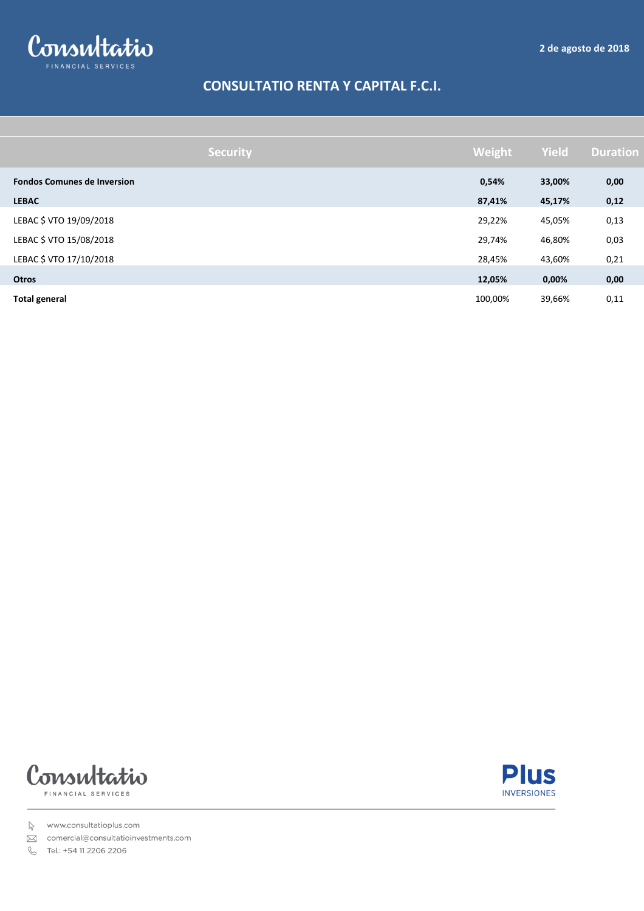Consultatio FINANCIAL SERVICES

2 de agosto de 2018

# CONSULTATIO RENTA Y CAPITAL F.C.I.

| Security | Weight | Yield | Duration |
|---|---|---|---|
| **Fondos Comunes de Inversion** | **0,54%** | **33,00%** | **0,00** |
| **LEBAC** | **87,41%** | **45,17%** | **0,12** |
| LEBAC $ VTO 19/09/2018 | 29,22% | 45,05% | 0,13 |
| LEBAC $ VTO 15/08/2018 | 29,74% | 46,80% | 0,03 |
| LEBAC $ VTO 17/10/2018 | 28,45% | 43,60% | 0,21 |
| **Otros** | **12,05%** | **0,00%** | **0,00** |
| **Total general** | 100,00% | 39,66% | 0,11 |

Consultatio FINANCIAL SERVICES

Plus INVERSIONES

www.consultatioplus.com
comercial@consultatioinvestments.com
Tel.: +54 11 2206 2206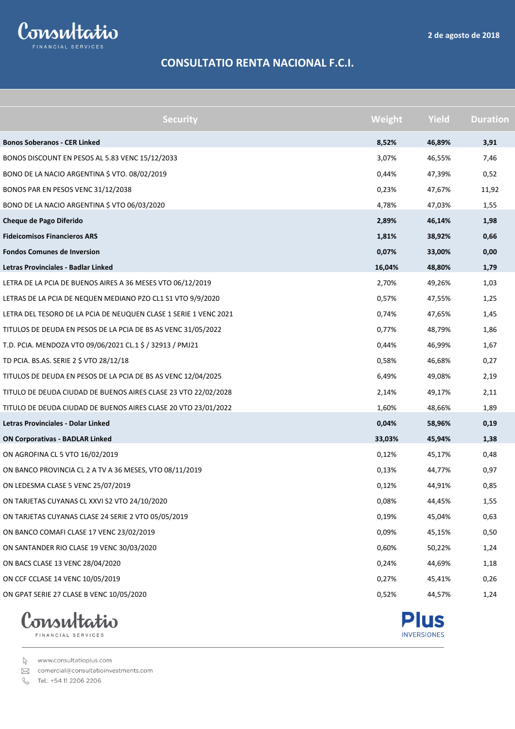2 de agosto de 2018

# CONSULTATIO RENTA NACIONAL F.C.I.

| Security | Weight | Yield | Duration |
|---|---|---|---|
| **Bonos Soberanos - CER Linked** | **8,52%** | **46,89%** | **3,91** |
| BONOS DISCOUNT EN PESOS AL 5.83 VENC 15/12/2033 | 3,07% | 46,55% | 7,46 |
| BONO DE LA NACIO ARGENTINA $ VTO. 08/02/2019 | 0,44% | 47,39% | 0,52 |
| BONOS PAR EN PESOS VENC 31/12/2038 | 0,23% | 47,67% | 11,92 |
| BONO DE LA NACIO ARGENTINA $ VTO 06/03/2020 | 4,78% | 47,03% | 1,55 |
| **Cheque de Pago Diferido** | **2,89%** | **46,14%** | **1,98** |
| **Fideicomisos Financieros ARS** | **1,81%** | **38,92%** | **0,66** |
| **Fondos Comunes de Inversion** | **0,07%** | **33,00%** | **0,00** |
| **Letras Provinciales - Badlar Linked** | **16,04%** | **48,80%** | **1,79** |
| LETRA DE LA PCIA DE BUENOS AIRES A 36 MESES VTO 06/12/2019 | 2,70% | 49,26% | 1,03 |
| LETRAS DE LA PCIA DE NEQUEN MEDIANO PZO CL1 S1 VTO 9/9/2020 | 0,57% | 47,55% | 1,25 |
| LETRA DEL TESORO DE LA PCIA DE NEUQUEN CLASE 1 SERIE 1 VENC 2021 | 0,74% | 47,65% | 1,45 |
| TITULOS DE DEUDA EN PESOS DE LA PCIA DE BS AS VENC 31/05/2022 | 0,77% | 48,79% | 1,86 |
| T.D. PCIA. MENDOZA VTO 09/06/2021 CL.1 $ / 32913 / PMJ21 | 0,44% | 46,99% | 1,67 |
| TD PCIA. BS.AS. SERIE 2 $ VTO 28/12/18 | 0,58% | 46,68% | 0,27 |
| TITULOS DE DEUDA EN PESOS DE LA PCIA DE BS AS VENC 12/04/2025 | 6,49% | 49,08% | 2,19 |
| TITULO DE DEUDA CIUDAD DE BUENOS AIRES CLASE 23 VTO 22/02/2028 | 2,14% | 49,17% | 2,11 |
| TITULO DE DEUDA CIUDAD DE BUENOS AIRES CLASE 20 VTO 23/01/2022 | 1,60% | 48,66% | 1,89 |
| **Letras Provinciales - Dolar Linked** | **0,04%** | **58,96%** | **0,19** |
| **ON Corporativas - BADLAR Linked** | **33,03%** | **45,94%** | **1,38** |
| ON AGROFINA CL 5 VTO 16/02/2019 | 0,12% | 45,17% | 0,48 |
| ON BANCO PROVINCIA CL 2 A TV A 36 MESES, VTO 08/11/2019 | 0,13% | 44,77% | 0,97 |
| ON LEDESMA CLASE 5 VENC 25/07/2019 | 0,12% | 44,91% | 0,85 |
| ON TARJETAS CUYANAS CL XXVI S2 VTO 24/10/2020 | 0,08% | 44,45% | 1,55 |
| ON TARJETAS CUYANAS CLASE 24 SERIE 2 VTO 05/05/2019 | 0,19% | 45,04% | 0,63 |
| ON BANCO COMAFI CLASE 17 VENC 23/02/2019 | 0,09% | 45,15% | 0,50 |
| ON SANTANDER RIO CLASE 19 VENC 30/03/2020 | 0,60% | 50,22% | 1,24 |
| ON BACS CLASE 13 VENC 28/04/2020 | 0,24% | 44,69% | 1,18 |
| ON CCF CCLASE 14 VENC 10/05/2019 | 0,27% | 45,41% | 0,26 |
| ON GPAT SERIE 27 CLASE B VENC 10/05/2020 | 0,52% | 44,57% | 1,24 |

www.consultatioplus.com
comercial@consultatioinvestments.com
Tel.: +54 11 2206 2206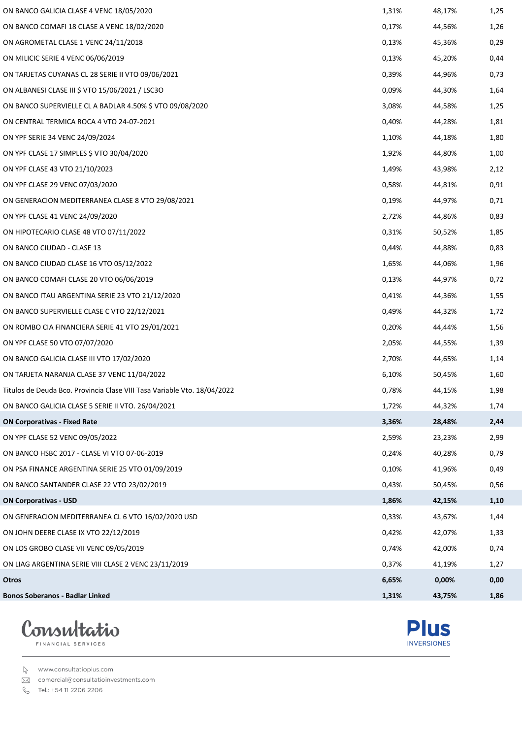| | | | |
|---|---|---|---|
| ON BANCO GALICIA CLASE 4 VENC 18/05/2020 | 1,31% | 48,17% | 1,25 |
| ON BANCO COMAFI 18 CLASE A VENC 18/02/2020 | 0,17% | 44,56% | 1,26 |
| ON AGROMETAL CLASE 1 VENC 24/11/2018 | 0,13% | 45,36% | 0,29 |
| ON MILICIC SERIE 4 VENC 06/06/2019 | 0,13% | 45,20% | 0,44 |
| ON TARJETAS CUYANAS CL 28 SERIE II VTO 09/06/2021 | 0,39% | 44,96% | 0,73 |
| ON ALBANESI CLASE III $ VTO 15/06/2021 / LSC3O | 0,09% | 44,30% | 1,64 |
| ON BANCO SUPERVIELLE CL A BADLAR 4.50% $ VTO 09/08/2020 | 3,08% | 44,58% | 1,25 |
| ON CENTRAL TERMICA ROCA 4 VTO 24-07-2021 | 0,40% | 44,28% | 1,81 |
| ON YPF SERIE 34 VENC 24/09/2024 | 1,10% | 44,18% | 1,80 |
| ON YPF CLASE 17 SIMPLES $ VTO 30/04/2020 | 1,92% | 44,80% | 1,00 |
| ON YPF CLASE 43 VTO 21/10/2023 | 1,49% | 43,98% | 2,12 |
| ON YPF CLASE 29 VENC 07/03/2020 | 0,58% | 44,81% | 0,91 |
| ON GENERACION MEDITERRANEA CLASE 8 VTO 29/08/2021 | 0,19% | 44,97% | 0,71 |
| ON YPF CLASE 41 VENC 24/09/2020 | 2,72% | 44,86% | 0,83 |
| ON HIPOTECARIO CLASE 48 VTO 07/11/2022 | 0,31% | 50,52% | 1,85 |
| ON BANCO CIUDAD - CLASE 13 | 0,44% | 44,88% | 0,83 |
| ON BANCO CIUDAD CLASE 16 VTO 05/12/2022 | 1,65% | 44,06% | 1,96 |
| ON BANCO COMAFI CLASE 20 VTO 06/06/2019 | 0,13% | 44,97% | 0,72 |
| ON BANCO ITAU ARGENTINA SERIE 23 VTO 21/12/2020 | 0,41% | 44,36% | 1,55 |
| ON BANCO SUPERVIELLE CLASE C VTO 22/12/2021 | 0,49% | 44,32% | 1,72 |
| ON ROMBO CIA FINANCIERA SERIE 41 VTO 29/01/2021 | 0,20% | 44,44% | 1,56 |
| ON YPF CLASE 50 VTO 07/07/2020 | 2,05% | 44,55% | 1,39 |
| ON BANCO GALICIA CLASE III VTO 17/02/2020 | 2,70% | 44,65% | 1,14 |
| ON TARJETA NARANJA CLASE 37 VENC 11/04/2022 | 6,10% | 50,45% | 1,60 |
| Titulos de Deuda Bco. Provincia Clase VIII Tasa Variable Vto. 18/04/2022 | 0,78% | 44,15% | 1,98 |
| ON BANCO GALICIA CLASE 5 SERIE II VTO. 26/04/2021 | 1,72% | 44,32% | 1,74 |
| **ON Corporativas - Fixed Rate** | **3,36%** | **28,48%** | **2,44** |
| ON YPF CLASE 52 VENC 09/05/2022 | 2,59% | 23,23% | 2,99 |
| ON BANCO HSBC 2017 - CLASE VI VTO 07-06-2019 | 0,24% | 40,28% | 0,79 |
| ON PSA FINANCE ARGENTINA SERIE 25 VTO 01/09/2019 | 0,10% | 41,96% | 0,49 |
| ON BANCO SANTANDER CLASE 22 VTO 23/02/2019 | 0,43% | 50,45% | 0,56 |
| **ON Corporativas - USD** | **1,86%** | **42,15%** | **1,10** |
| ON GENERACION MEDITERRANEA CL 6 VTO 16/02/2020 USD | 0,33% | 43,67% | 1,44 |
| ON JOHN DEERE CLASE IX VTO 22/12/2019 | 0,42% | 42,07% | 1,33 |
| ON LOS GROBO CLASE VII VENC 09/05/2019 | 0,74% | 42,00% | 0,74 |
| ON LIAG ARGENTINA SERIE VIII CLASE 2 VENC 23/11/2019 | 0,37% | 41,19% | 1,27 |
| **Otros** | **6,65%** | **0,00%** | **0,00** |
| **Bonos Soberanos - Badlar Linked** | **1,31%** | **43,75%** | **1,86** |

Consultatio FINANCIAL SERVICES

Plus INVERSIONES

www.consultatioplus.com
comercial@consultatioinvestments.com
Tel.: +54 11 2206 2206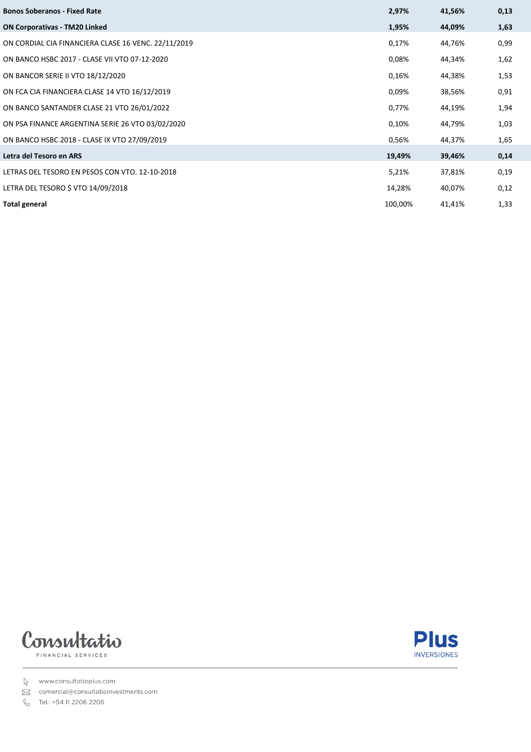| | | | |
|---|---|---|---|
| **Bonos Soberanos - Fixed Rate** | **2,97%** | **41,56%** | **0,13** |
| **ON Corporativas - TM20 Linked** | **1,95%** | **44,09%** | **1,63** |
| ON CORDIAL CIA FINANCIERA CLASE 16 VENC. 22/11/2019 | 0,17% | 44,76% | 0,99 |
| ON BANCO HSBC 2017 - CLASE VII VTO 07-12-2020 | 0,08% | 44,34% | 1,62 |
| ON BANCOR SERIE II VTO 18/12/2020 | 0,16% | 44,38% | 1,53 |
| ON FCA CIA FINANCIERA CLASE 14 VTO 16/12/2019 | 0,09% | 38,56% | 0,91 |
| ON BANCO SANTANDER CLASE 21 VTO 26/01/2022 | 0,77% | 44,19% | 1,94 |
| ON PSA FINANCE ARGENTINA SERIE 26 VTO 03/02/2020 | 0,10% | 44,79% | 1,03 |
| ON BANCO HSBC 2018 - CLASE IX VTO 27/09/2019 | 0,56% | 44,37% | 1,65 |
| **Letra del Tesoro en ARS** | **19,49%** | **39,46%** | **0,14** |
| LETRAS DEL TESORO EN PESOS CON VTO. 12-10-2018 | 5,21% | 37,81% | 0,19 |
| LETRA DEL TESORO $ VTO 14/09/2018 | 14,28% | 40,07% | 0,12 |
| **Total general** | 100,00% | 41,41% | 1,33 |

Consultatio FINANCIAL SERVICES

Plus INVERSIONES

www.consultatioplus.com
comercial@consultatioinvestments.com
Tel.: +54 11 2206 2206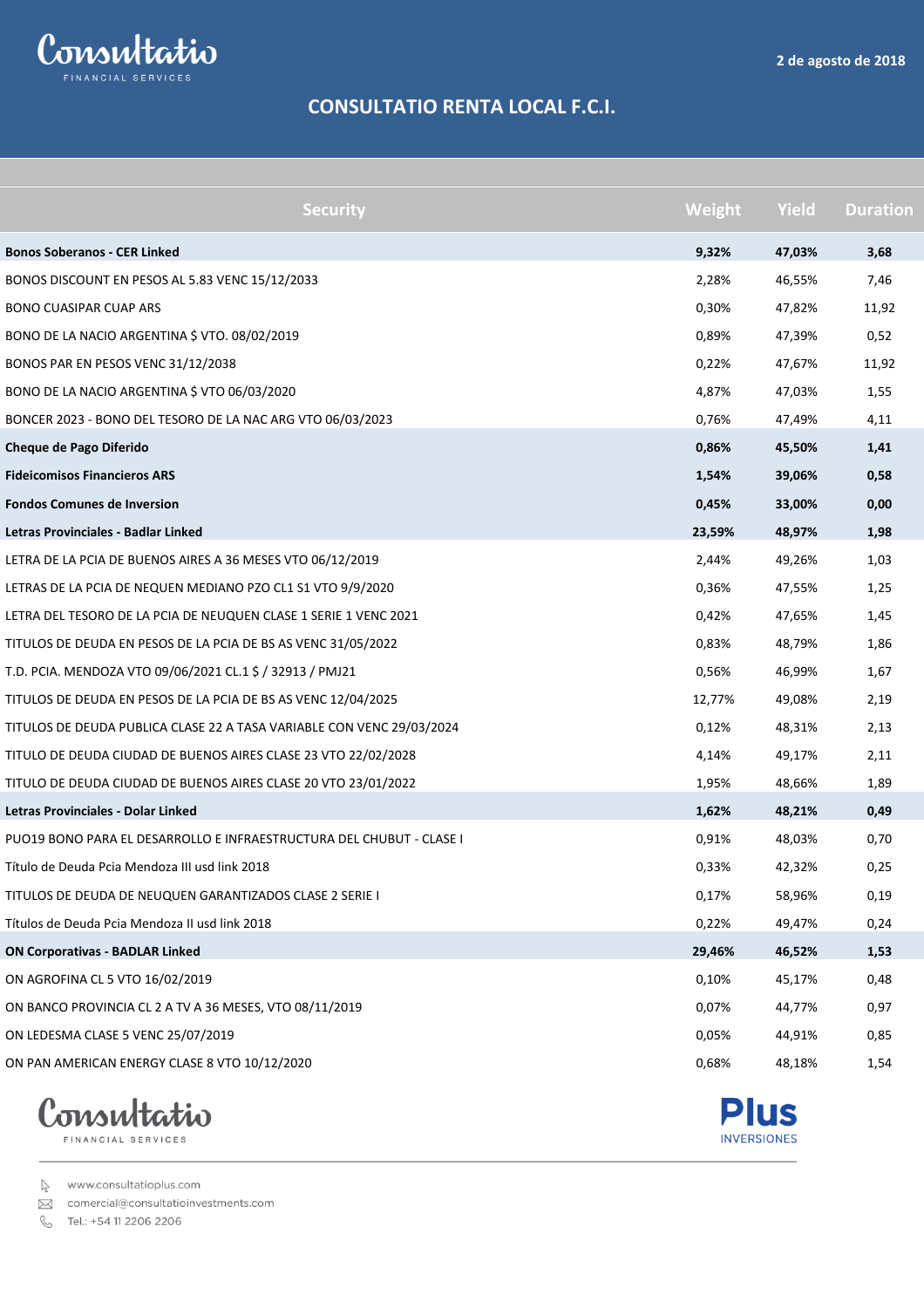Consultatio FINANCIAL SERVICES

2 de agosto de 2018

# CONSULTATIO RENTA LOCAL F.C.I.

| Security | Weight | Yield | Duration |
|---|---|---|---|
| **Bonos Soberanos - CER Linked** | **9,32%** | **47,03%** | **3,68** |
| BONOS DISCOUNT EN PESOS AL 5.83 VENC 15/12/2033 | 2,28% | 46,55% | 7,46 |
| BONO CUASIPAR CUAP ARS | 0,30% | 47,82% | 11,92 |
| BONO DE LA NACIO ARGENTINA $ VTO. 08/02/2019 | 0,89% | 47,39% | 0,52 |
| BONOS PAR EN PESOS VENC 31/12/2038 | 0,22% | 47,67% | 11,92 |
| BONO DE LA NACIO ARGENTINA $ VTO 06/03/2020 | 4,87% | 47,03% | 1,55 |
| BONCER 2023 - BONO DEL TESORO DE LA NAC ARG VTO 06/03/2023 | 0,76% | 47,49% | 4,11 |
| **Cheque de Pago Diferido** | **0,86%** | **45,50%** | **1,41** |
| **Fideicomisos Financieros ARS** | **1,54%** | **39,06%** | **0,58** |
| **Fondos Comunes de Inversion** | **0,45%** | **33,00%** | **0,00** |
| **Letras Provinciales - Badlar Linked** | **23,59%** | **48,97%** | **1,98** |
| LETRA DE LA PCIA DE BUENOS AIRES A 36 MESES VTO 06/12/2019 | 2,44% | 49,26% | 1,03 |
| LETRAS DE LA PCIA DE NEQUEN MEDIANO PZO CL1 S1 VTO 9/9/2020 | 0,36% | 47,55% | 1,25 |
| LETRA DEL TESORO DE LA PCIA DE NEUQUEN CLASE 1 SERIE 1 VENC 2021 | 0,42% | 47,65% | 1,45 |
| TITULOS DE DEUDA EN PESOS DE LA PCIA DE BS AS VENC 31/05/2022 | 0,83% | 48,79% | 1,86 |
| T.D. PCIA. MENDOZA VTO 09/06/2021 CL.1 $ / 32913 / PMJ21 | 0,56% | 46,99% | 1,67 |
| TITULOS DE DEUDA EN PESOS DE LA PCIA DE BS AS VENC 12/04/2025 | 12,77% | 49,08% | 2,19 |
| TITULOS DE DEUDA PUBLICA CLASE 22 A TASA VARIABLE CON VENC 29/03/2024 | 0,12% | 48,31% | 2,13 |
| TITULO DE DEUDA CIUDAD DE BUENOS AIRES CLASE 23 VTO 22/02/2028 | 4,14% | 49,17% | 2,11 |
| TITULO DE DEUDA CIUDAD DE BUENOS AIRES CLASE 20 VTO 23/01/2022 | 1,95% | 48,66% | 1,89 |
| **Letras Provinciales - Dolar Linked** | **1,62%** | **48,21%** | **0,49** |
| PUO19 BONO PARA EL DESARROLLO E INFRAESTRUCTURA DEL CHUBUT - CLASE I | 0,91% | 48,03% | 0,70 |
| Título de Deuda Pcia Mendoza III usd link 2018 | 0,33% | 42,32% | 0,25 |
| TITULOS DE DEUDA DE NEUQUEN GARANTIZADOS CLASE 2 SERIE I | 0,17% | 58,96% | 0,19 |
| Títulos de Deuda Pcia Mendoza II usd link 2018 | 0,22% | 49,47% | 0,24 |
| **ON Corporativas - BADLAR Linked** | **29,46%** | **46,52%** | **1,53** |
| ON AGROFINA CL 5 VTO 16/02/2019 | 0,10% | 45,17% | 0,48 |
| ON BANCO PROVINCIA CL 2 A TV A 36 MESES, VTO 08/11/2019 | 0,07% | 44,77% | 0,97 |
| ON LEDESMA CLASE 5 VENC 25/07/2019 | 0,05% | 44,91% | 0,85 |
| ON PAN AMERICAN ENERGY CLASE 8 VTO 10/12/2020 | 0,68% | 48,18% | 1,54 |

Consultatio FINANCIAL SERVICES

Plus INVERSIONES

www.consultatioplus.com
comercial@consultatioinvestments.com
Tel.: +54 11 2206 2206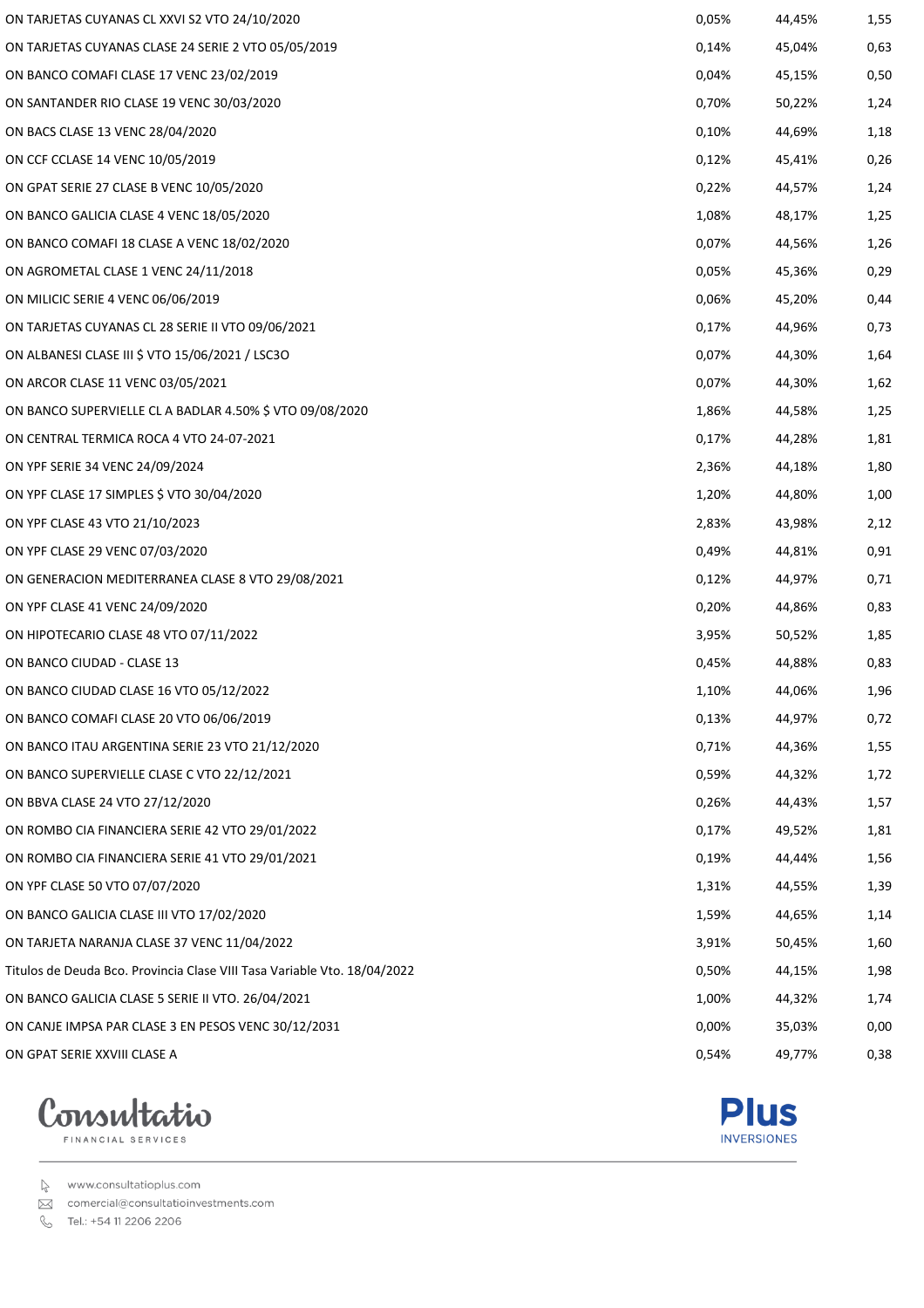| | | | |
|---|---|---|---|
| ON TARJETAS CUYANAS CL XXVI S2 VTO 24/10/2020 | 0,05% | 44,45% | 1,55 |
| ON TARJETAS CUYANAS CLASE 24 SERIE 2 VTO 05/05/2019 | 0,14% | 45,04% | 0,63 |
| ON BANCO COMAFI CLASE 17 VENC 23/02/2019 | 0,04% | 45,15% | 0,50 |
| ON SANTANDER RIO CLASE 19 VENC 30/03/2020 | 0,70% | 50,22% | 1,24 |
| ON BACS CLASE 13 VENC 28/04/2020 | 0,10% | 44,69% | 1,18 |
| ON CCF CCLASE 14 VENC 10/05/2019 | 0,12% | 45,41% | 0,26 |
| ON GPAT SERIE 27 CLASE B VENC 10/05/2020 | 0,22% | 44,57% | 1,24 |
| ON BANCO GALICIA CLASE 4 VENC 18/05/2020 | 1,08% | 48,17% | 1,25 |
| ON BANCO COMAFI 18 CLASE A VENC 18/02/2020 | 0,07% | 44,56% | 1,26 |
| ON AGROMETAL CLASE 1 VENC 24/11/2018 | 0,05% | 45,36% | 0,29 |
| ON MILICIC SERIE 4 VENC 06/06/2019 | 0,06% | 45,20% | 0,44 |
| ON TARJETAS CUYANAS CL 28 SERIE II VTO 09/06/2021 | 0,17% | 44,96% | 0,73 |
| ON ALBANESI CLASE III $ VTO 15/06/2021 / LSC3O | 0,07% | 44,30% | 1,64 |
| ON ARCOR CLASE 11 VENC 03/05/2021 | 0,07% | 44,30% | 1,62 |
| ON BANCO SUPERVIELLE CL A BADLAR 4.50% $ VTO 09/08/2020 | 1,86% | 44,58% | 1,25 |
| ON CENTRAL TERMICA ROCA 4 VTO 24-07-2021 | 0,17% | 44,28% | 1,81 |
| ON YPF SERIE 34 VENC 24/09/2024 | 2,36% | 44,18% | 1,80 |
| ON YPF CLASE 17 SIMPLES $ VTO 30/04/2020 | 1,20% | 44,80% | 1,00 |
| ON YPF CLASE 43 VTO 21/10/2023 | 2,83% | 43,98% | 2,12 |
| ON YPF CLASE 29 VENC 07/03/2020 | 0,49% | 44,81% | 0,91 |
| ON GENERACION MEDITERRANEA CLASE 8 VTO 29/08/2021 | 0,12% | 44,97% | 0,71 |
| ON YPF CLASE 41 VENC 24/09/2020 | 0,20% | 44,86% | 0,83 |
| ON HIPOTECARIO CLASE 48 VTO 07/11/2022 | 3,95% | 50,52% | 1,85 |
| ON BANCO CIUDAD - CLASE 13 | 0,45% | 44,88% | 0,83 |
| ON BANCO CIUDAD CLASE 16 VTO 05/12/2022 | 1,10% | 44,06% | 1,96 |
| ON BANCO COMAFI CLASE 20 VTO 06/06/2019 | 0,13% | 44,97% | 0,72 |
| ON BANCO ITAU ARGENTINA SERIE 23 VTO 21/12/2020 | 0,71% | 44,36% | 1,55 |
| ON BANCO SUPERVIELLE CLASE C VTO 22/12/2021 | 0,59% | 44,32% | 1,72 |
| ON BBVA CLASE 24 VTO 27/12/2020 | 0,26% | 44,43% | 1,57 |
| ON ROMBO CIA FINANCIERA SERIE 42 VTO 29/01/2022 | 0,17% | 49,52% | 1,81 |
| ON ROMBO CIA FINANCIERA SERIE 41 VTO 29/01/2021 | 0,19% | 44,44% | 1,56 |
| ON YPF CLASE 50 VTO 07/07/2020 | 1,31% | 44,55% | 1,39 |
| ON BANCO GALICIA CLASE III VTO 17/02/2020 | 1,59% | 44,65% | 1,14 |
| ON TARJETA NARANJA CLASE 37 VENC 11/04/2022 | 3,91% | 50,45% | 1,60 |
| Titulos de Deuda Bco. Provincia Clase VIII Tasa Variable Vto. 18/04/2022 | 0,50% | 44,15% | 1,98 |
| ON BANCO GALICIA CLASE 5 SERIE II VTO. 26/04/2021 | 1,00% | 44,32% | 1,74 |
| ON CANJE IMPSA PAR CLASE 3 EN PESOS VENC 30/12/2031 | 0,00% | 35,03% | 0,00 |
| ON GPAT SERIE XXVIII CLASE A | 0,54% | 49,77% | 0,38 |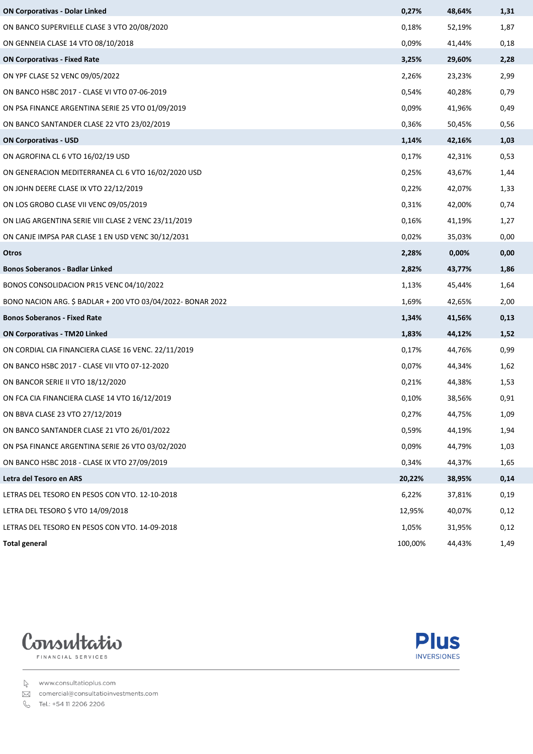| | | | |
|---|---|---|---|
| **ON Corporativas - Dolar Linked** | **0,27%** | **48,64%** | **1,31** |
| ON BANCO SUPERVIELLE CLASE 3 VTO 20/08/2020 | 0,18% | 52,19% | 1,87 |
| ON GENNEIA CLASE 14 VTO 08/10/2018 | 0,09% | 41,44% | 0,18 |
| **ON Corporativas - Fixed Rate** | **3,25%** | **29,60%** | **2,28** |
| ON YPF CLASE 52 VENC 09/05/2022 | 2,26% | 23,23% | 2,99 |
| ON BANCO HSBC 2017 - CLASE VI VTO 07-06-2019 | 0,54% | 40,28% | 0,79 |
| ON PSA FINANCE ARGENTINA SERIE 25 VTO 01/09/2019 | 0,09% | 41,96% | 0,49 |
| ON BANCO SANTANDER CLASE 22 VTO 23/02/2019 | 0,36% | 50,45% | 0,56 |
| **ON Corporativas - USD** | **1,14%** | **42,16%** | **1,03** |
| ON AGROFINA CL 6 VTO 16/02/19 USD | 0,17% | 42,31% | 0,53 |
| ON GENERACION MEDITERRANEA CL 6 VTO 16/02/2020 USD | 0,25% | 43,67% | 1,44 |
| ON JOHN DEERE CLASE IX VTO 22/12/2019 | 0,22% | 42,07% | 1,33 |
| ON LOS GROBO CLASE VII VENC 09/05/2019 | 0,31% | 42,00% | 0,74 |
| ON LIAG ARGENTINA SERIE VIII CLASE 2 VENC 23/11/2019 | 0,16% | 41,19% | 1,27 |
| ON CANJE IMPSA PAR CLASE 1 EN USD VENC 30/12/2031 | 0,02% | 35,03% | 0,00 |
| **Otros** | **2,28%** | **0,00%** | **0,00** |
| **Bonos Soberanos - Badlar Linked** | **2,82%** | **43,77%** | **1,86** |
| BONOS CONSOLIDACION PR15 VENC 04/10/2022 | 1,13% | 45,44% | 1,64 |
| BONO NACION ARG. $ BADLAR + 200 VTO 03/04/2022- BONAR 2022 | 1,69% | 42,65% | 2,00 |
| **Bonos Soberanos - Fixed Rate** | **1,34%** | **41,56%** | **0,13** |
| **ON Corporativas - TM20 Linked** | **1,83%** | **44,12%** | **1,52** |
| ON CORDIAL CIA FINANCIERA CLASE 16 VENC. 22/11/2019 | 0,17% | 44,76% | 0,99 |
| ON BANCO HSBC 2017 - CLASE VII VTO 07-12-2020 | 0,07% | 44,34% | 1,62 |
| ON BANCOR SERIE II VTO 18/12/2020 | 0,21% | 44,38% | 1,53 |
| ON FCA CIA FINANCIERA CLASE 14 VTO 16/12/2019 | 0,10% | 38,56% | 0,91 |
| ON BBVA CLASE 23 VTO 27/12/2019 | 0,27% | 44,75% | 1,09 |
| ON BANCO SANTANDER CLASE 21 VTO 26/01/2022 | 0,59% | 44,19% | 1,94 |
| ON PSA FINANCE ARGENTINA SERIE 26 VTO 03/02/2020 | 0,09% | 44,79% | 1,03 |
| ON BANCO HSBC 2018 - CLASE IX VTO 27/09/2019 | 0,34% | 44,37% | 1,65 |
| **Letra del Tesoro en ARS** | **20,22%** | **38,95%** | **0,14** |
| LETRAS DEL TESORO EN PESOS CON VTO. 12-10-2018 | 6,22% | 37,81% | 0,19 |
| LETRA DEL TESORO $ VTO 14/09/2018 | 12,95% | 40,07% | 0,12 |
| LETRAS DEL TESORO EN PESOS CON VTO. 14-09-2018 | 1,05% | 31,95% | 0,12 |
| **Total general** | 100,00% | 44,43% | 1,49 |

Consultatio FINANCIAL SERVICES

Plus INVERSIONES

www.consultatioplus.com
comercial@consultatioinvestments.com
Tel.: +54 11 2206 2206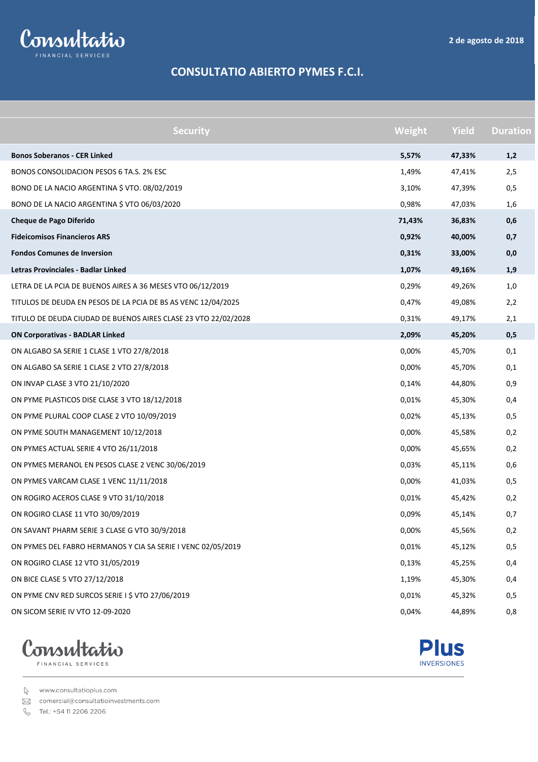Consultatio FINANCIAL SERVICES

2 de agosto de 2018

## CONSULTATIO ABIERTO PYMES F.C.I.

| Security | Weight | Yield | Duration |
|---|---|---|---|
| **Bonos Soberanos - CER Linked** | **5,57%** | **47,33%** | **1,2** |
| BONOS CONSOLIDACION PESOS 6 TA.S. 2% ESC | 1,49% | 47,41% | 2,5 |
| BONO DE LA NACIO ARGENTINA $ VTO. 08/02/2019 | 3,10% | 47,39% | 0,5 |
| BONO DE LA NACIO ARGENTINA $ VTO 06/03/2020 | 0,98% | 47,03% | 1,6 |
| **Cheque de Pago Diferido** | **71,43%** | **36,83%** | **0,6** |
| **Fideicomisos Financieros ARS** | **0,92%** | **40,00%** | **0,7** |
| **Fondos Comunes de Inversion** | **0,31%** | **33,00%** | **0,0** |
| **Letras Provinciales - Badlar Linked** | **1,07%** | **49,16%** | **1,9** |
| LETRA DE LA PCIA DE BUENOS AIRES A 36 MESES VTO 06/12/2019 | 0,29% | 49,26% | 1,0 |
| TITULOS DE DEUDA EN PESOS DE LA PCIA DE BS AS VENC 12/04/2025 | 0,47% | 49,08% | 2,2 |
| TITULO DE DEUDA CIUDAD DE BUENOS AIRES CLASE 23 VTO 22/02/2028 | 0,31% | 49,17% | 2,1 |
| **ON Corporativas - BADLAR Linked** | **2,09%** | **45,20%** | **0,5** |
| ON ALGABO SA SERIE 1 CLASE 1 VTO 27/8/2018 | 0,00% | 45,70% | 0,1 |
| ON ALGABO SA SERIE 1 CLASE 2 VTO 27/8/2018 | 0,00% | 45,70% | 0,1 |
| ON INVAP CLASE 3 VTO 21/10/2020 | 0,14% | 44,80% | 0,9 |
| ON PYME PLASTICOS DISE CLASE 3 VTO 18/12/2018 | 0,01% | 45,30% | 0,4 |
| ON PYME PLURAL COOP CLASE 2 VTO 10/09/2019 | 0,02% | 45,13% | 0,5 |
| ON PYME SOUTH MANAGEMENT 10/12/2018 | 0,00% | 45,58% | 0,2 |
| ON PYMES ACTUAL SERIE 4 VTO 26/11/2018 | 0,00% | 45,65% | 0,2 |
| ON PYMES MERANOL EN PESOS CLASE 2 VENC 30/06/2019 | 0,03% | 45,11% | 0,6 |
| ON PYMES VARCAM CLASE 1 VENC 11/11/2018 | 0,00% | 41,03% | 0,5 |
| ON ROGIRO ACEROS CLASE 9 VTO 31/10/2018 | 0,01% | 45,42% | 0,2 |
| ON ROGIRO CLASE 11 VTO 30/09/2019 | 0,09% | 45,14% | 0,7 |
| ON SAVANT PHARM SERIE 3 CLASE G VTO 30/9/2018 | 0,00% | 45,56% | 0,2 |
| ON PYMES DEL FABRO HERMANOS Y CIA SA SERIE I VENC 02/05/2019 | 0,01% | 45,12% | 0,5 |
| ON ROGIRO CLASE 12 VTO 31/05/2019 | 0,13% | 45,25% | 0,4 |
| ON BICE CLASE 5 VTO 27/12/2018 | 1,19% | 45,30% | 0,4 |
| ON PYME CNV RED SURCOS SERIE I $ VTO 27/06/2019 | 0,01% | 45,32% | 0,5 |
| ON SICOM SERIE IV VTO 12-09-2020 | 0,04% | 44,89% | 0,8 |

Consultatio FINANCIAL SERVICES

Plus INVERSIONES

www.consultatioplus.com
comercial@consultatioinvestments.com
Tel.: +54 11 2206 2206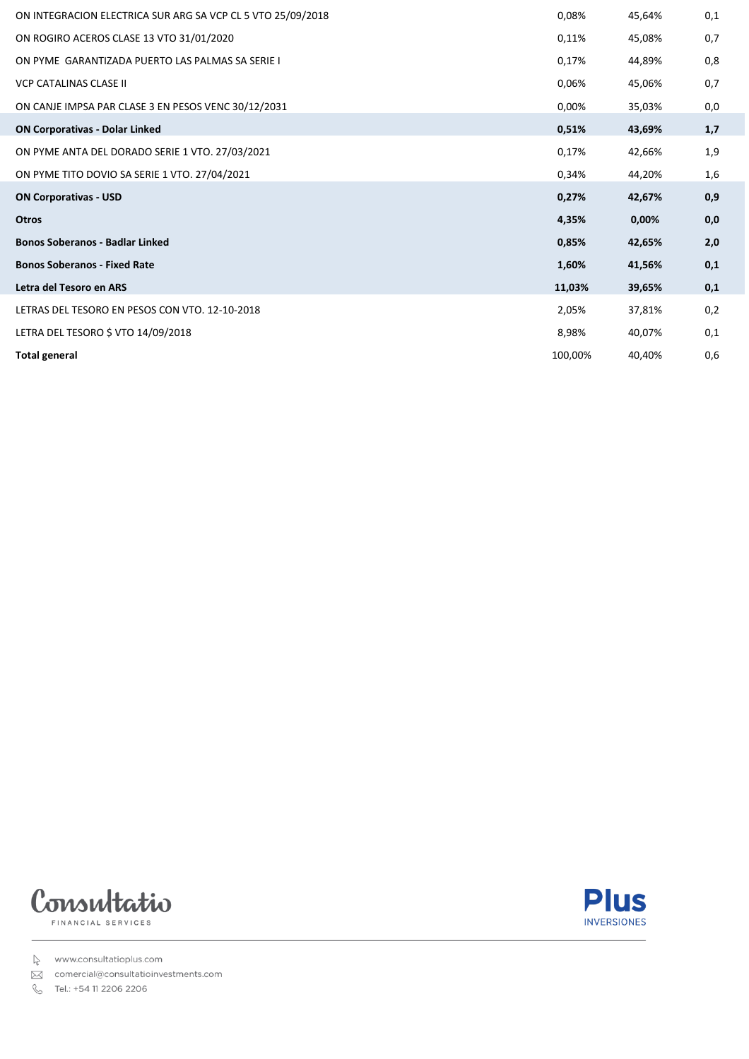| | | | |
|---|---|---|---|
| ON INTEGRACION ELECTRICA SUR ARG SA VCP CL 5 VTO 25/09/2018 | 0,08% | 45,64% | 0,1 |
| ON ROGIRO ACEROS CLASE 13 VTO 31/01/2020 | 0,11% | 45,08% | 0,7 |
| ON PYME GARANTIZADA PUERTO LAS PALMAS SA SERIE I | 0,17% | 44,89% | 0,8 |
| VCP CATALINAS CLASE II | 0,06% | 45,06% | 0,7 |
| ON CANJE IMPSA PAR CLASE 3 EN PESOS VENC 30/12/2031 | 0,00% | 35,03% | 0,0 |
| **ON Corporativas - Dolar Linked** | **0,51%** | **43,69%** | **1,7** |
| ON PYME ANTA DEL DORADO SERIE 1 VTO. 27/03/2021 | 0,17% | 42,66% | 1,9 |
| ON PYME TITO DOVIO SA SERIE 1 VTO. 27/04/2021 | 0,34% | 44,20% | 1,6 |
| **ON Corporativas - USD** | **0,27%** | **42,67%** | **0,9** |
| **Otros** | **4,35%** | **0,00%** | **0,0** |
| **Bonos Soberanos - Badlar Linked** | **0,85%** | **42,65%** | **2,0** |
| **Bonos Soberanos - Fixed Rate** | **1,60%** | **41,56%** | **0,1** |
| **Letra del Tesoro en ARS** | **11,03%** | **39,65%** | **0,1** |
| LETRAS DEL TESORO EN PESOS CON VTO. 12-10-2018 | 2,05% | 37,81% | 0,2 |
| LETRA DEL TESORO $ VTO 14/09/2018 | 8,98% | 40,07% | 0,1 |
| **Total general** | 100,00% | 40,40% | 0,6 |

Consultatio FINANCIAL SERVICES

Plus INVERSIONES

www.consultatioplus.com
comercial@consultatioinvestments.com
Tel.: +54 11 2206 2206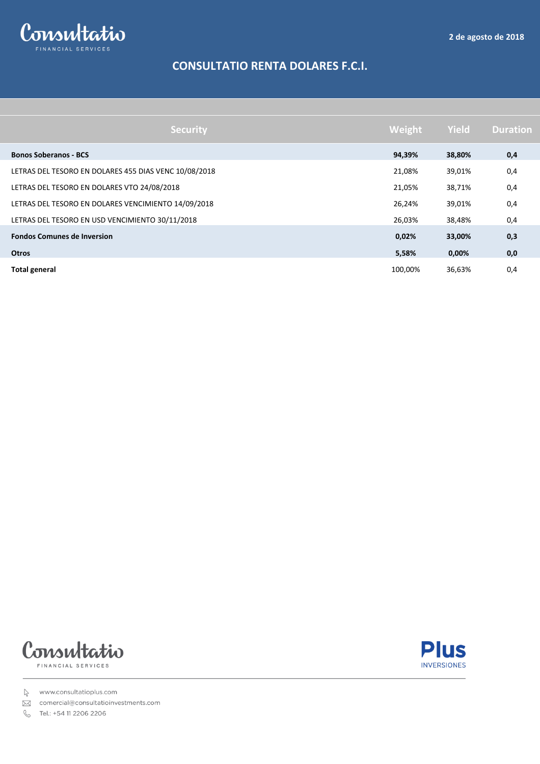2 de agosto de 2018

# CONSULTATIO RENTA DOLARES F.C.I.

| Security | Weight | Yield | Duration |
|---|---|---|---|
| **Bonos Soberanos - BCS** | **94,39%** | **38,80%** | **0,4** |
| LETRAS DEL TESORO EN DOLARES 455 DIAS VENC 10/08/2018 | 21,08% | 39,01% | 0,4 |
| LETRAS DEL TESORO EN DOLARES VTO 24/08/2018 | 21,05% | 38,71% | 0,4 |
| LETRAS DEL TESORO EN DOLARES VENCIMIENTO 14/09/2018 | 26,24% | 39,01% | 0,4 |
| LETRAS DEL TESORO EN USD VENCIMIENTO 30/11/2018 | 26,03% | 38,48% | 0,4 |
| **Fondos Comunes de Inversion** | **0,02%** | **33,00%** | **0,3** |
| **Otros** | **5,58%** | **0,00%** | **0,0** |
| **Total general** | 100,00% | 36,63% | 0,4 |

Consultatio FINANCIAL SERVICES

Plus INVERSIONES

www.consultatioplus.com
comercial@consultatioinvestments.com
Tel.: +54 11 2206 2206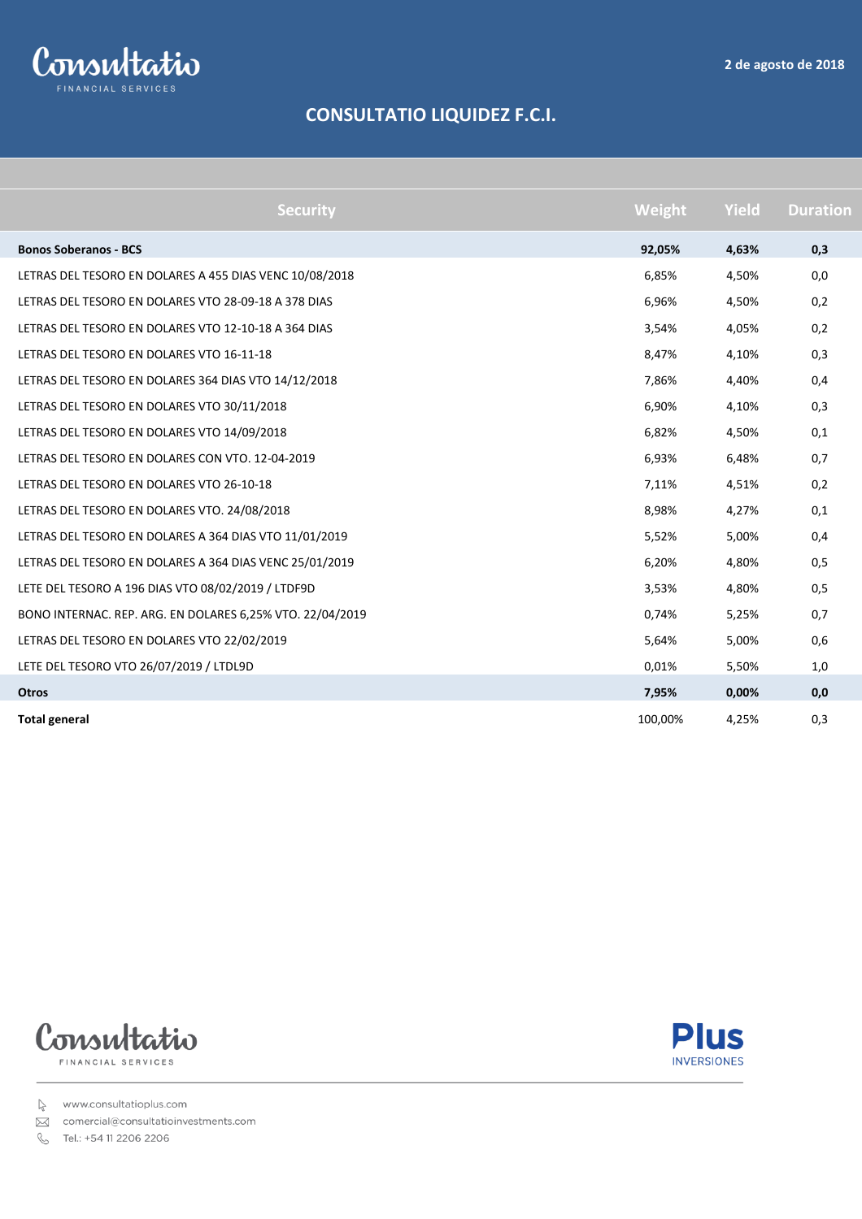2 de agosto de 2018

# CONSULTATIO LIQUIDEZ F.C.I.

| Security | Weight | Yield | Duration |
|---|---|---|---|
| **Bonos Soberanos - BCS** | **92,05%** | **4,63%** | **0,3** |
| LETRAS DEL TESORO EN DOLARES A 455 DIAS VENC 10/08/2018 | 6,85% | 4,50% | 0,0 |
| LETRAS DEL TESORO EN DOLARES VTO 28-09-18 A 378 DIAS | 6,96% | 4,50% | 0,2 |
| LETRAS DEL TESORO EN DOLARES VTO 12-10-18 A 364 DIAS | 3,54% | 4,05% | 0,2 |
| LETRAS DEL TESORO EN DOLARES VTO 16-11-18 | 8,47% | 4,10% | 0,3 |
| LETRAS DEL TESORO EN DOLARES 364 DIAS VTO 14/12/2018 | 7,86% | 4,40% | 0,4 |
| LETRAS DEL TESORO EN DOLARES VTO 30/11/2018 | 6,90% | 4,10% | 0,3 |
| LETRAS DEL TESORO EN DOLARES VTO 14/09/2018 | 6,82% | 4,50% | 0,1 |
| LETRAS DEL TESORO EN DOLARES CON VTO. 12-04-2019 | 6,93% | 6,48% | 0,7 |
| LETRAS DEL TESORO EN DOLARES VTO 26-10-18 | 7,11% | 4,51% | 0,2 |
| LETRAS DEL TESORO EN DOLARES VTO. 24/08/2018 | 8,98% | 4,27% | 0,1 |
| LETRAS DEL TESORO EN DOLARES A 364 DIAS VTO 11/01/2019 | 5,52% | 5,00% | 0,4 |
| LETRAS DEL TESORO EN DOLARES A 364 DIAS VENC 25/01/2019 | 6,20% | 4,80% | 0,5 |
| LETE DEL TESORO A 196 DIAS VTO 08/02/2019 / LTDF9D | 3,53% | 4,80% | 0,5 |
| BONO INTERNAC. REP. ARG. EN DOLARES 6,25% VTO. 22/04/2019 | 0,74% | 5,25% | 0,7 |
| LETRAS DEL TESORO EN DOLARES VTO 22/02/2019 | 5,64% | 5,00% | 0,6 |
| LETE DEL TESORO VTO 26/07/2019 / LTDL9D | 0,01% | 5,50% | 1,0 |
| **Otros** | **7,95%** | **0,00%** | **0,0** |
| **Total general** | 100,00% | 4,25% | 0,3 |

www.consultatioplus.com
comercial@consultatioinvestments.com
Tel.: +54 11 2206 2206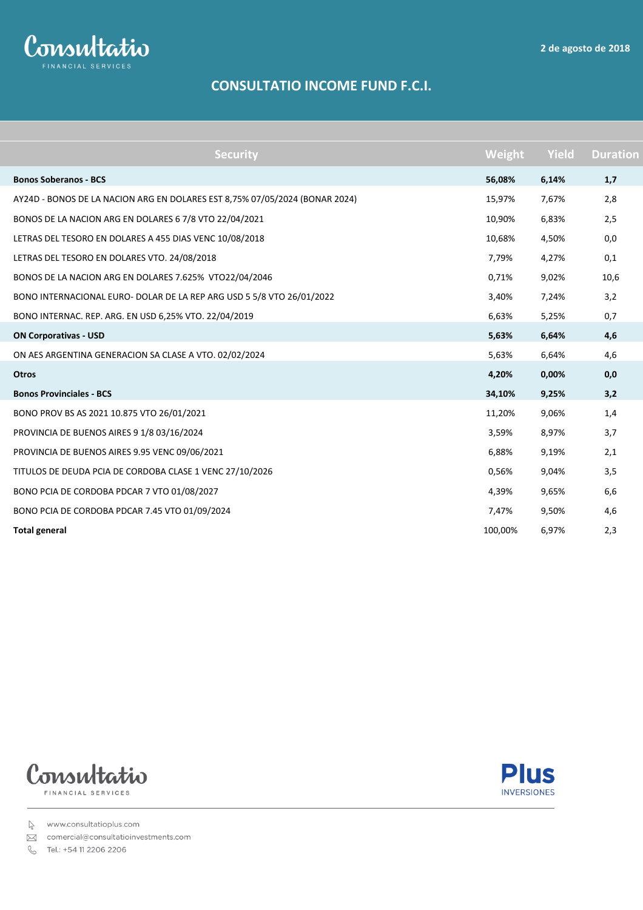Consultatio
FINANCIAL SERVICES

2 de agosto de 2018

# CONSULTATIO INCOME FUND F.C.I.

| Security | Weight | Yield | Duration |
|---|---|---|---|
| **Bonos Soberanos - BCS** | **56,08%** | **6,14%** | **1,7** |
| AY24D - BONOS DE LA NACION ARG EN DOLARES EST 8,75% 07/05/2024 (BONAR 2024) | 15,97% | 7,67% | 2,8 |
| BONOS DE LA NACION ARG EN DOLARES 6 7/8 VTO 22/04/2021 | 10,90% | 6,83% | 2,5 |
| LETRAS DEL TESORO EN DOLARES A 455 DIAS VENC 10/08/2018 | 10,68% | 4,50% | 0,0 |
| LETRAS DEL TESORO EN DOLARES VTO. 24/08/2018 | 7,79% | 4,27% | 0,1 |
| BONOS DE LA NACION ARG EN DOLARES 7.625% VTO22/04/2046 | 0,71% | 9,02% | 10,6 |
| BONO INTERNACIONAL EURO- DOLAR DE LA REP ARG USD 5 5/8 VTO 26/01/2022 | 3,40% | 7,24% | 3,2 |
| BONO INTERNAC. REP. ARG. EN USD 6,25% VTO. 22/04/2019 | 6,63% | 5,25% | 0,7 |
| **ON Corporativas - USD** | **5,63%** | **6,64%** | **4,6** |
| ON AES ARGENTINA GENERACION SA CLASE A VTO. 02/02/2024 | 5,63% | 6,64% | 4,6 |
| **Otros** | **4,20%** | **0,00%** | **0,0** |
| **Bonos Provinciales - BCS** | **34,10%** | **9,25%** | **3,2** |
| BONO PROV BS AS 2021 10.875 VTO 26/01/2021 | 11,20% | 9,06% | 1,4 |
| PROVINCIA DE BUENOS AIRES 9 1/8 03/16/2024 | 3,59% | 8,97% | 3,7 |
| PROVINCIA DE BUENOS AIRES 9.95 VENC 09/06/2021 | 6,88% | 9,19% | 2,1 |
| TITULOS DE DEUDA PCIA DE CORDOBA CLASE 1 VENC 27/10/2026 | 0,56% | 9,04% | 3,5 |
| BONO PCIA DE CORDOBA PDCAR 7 VTO 01/08/2027 | 4,39% | 9,65% | 6,6 |
| BONO PCIA DE CORDOBA PDCAR 7.45 VTO 01/09/2024 | 7,47% | 9,50% | 4,6 |
| **Total general** | 100,00% | 6,97% | 2,3 |

Consultatio
FINANCIAL SERVICES

Plus
INVERSIONES

www.consultatioplus.com
comercial@consultatioinvestments.com
Tel.: +54 11 2206 2206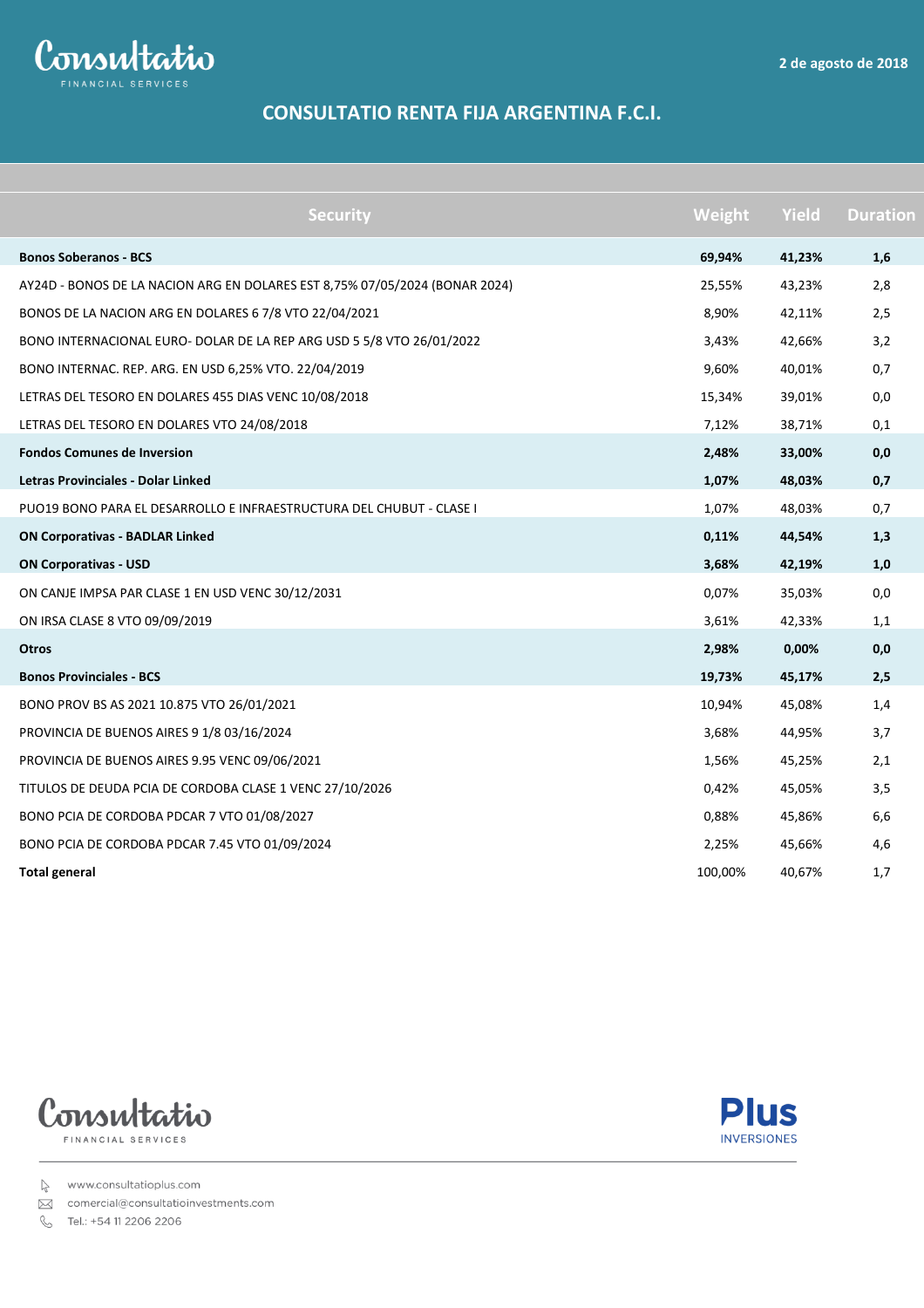2 de agosto de 2018

# CONSULTATIO RENTA FIJA ARGENTINA F.C.I.

| Security | Weight | Yield | Duration |
|---|---|---|---|
| **Bonos Soberanos - BCS** | **69,94%** | **41,23%** | **1,6** |
| AY24D - BONOS DE LA NACION ARG EN DOLARES EST 8,75% 07/05/2024 (BONAR 2024) | 25,55% | 43,23% | 2,8 |
| BONOS DE LA NACION ARG EN DOLARES 6 7/8 VTO 22/04/2021 | 8,90% | 42,11% | 2,5 |
| BONO INTERNACIONAL EURO- DOLAR DE LA REP ARG USD 5 5/8 VTO 26/01/2022 | 3,43% | 42,66% | 3,2 |
| BONO INTERNAC. REP. ARG. EN USD 6,25% VTO. 22/04/2019 | 9,60% | 40,01% | 0,7 |
| LETRAS DEL TESORO EN DOLARES 455 DIAS VENC 10/08/2018 | 15,34% | 39,01% | 0,0 |
| LETRAS DEL TESORO EN DOLARES VTO 24/08/2018 | 7,12% | 38,71% | 0,1 |
| **Fondos Comunes de Inversion** | **2,48%** | **33,00%** | **0,0** |
| **Letras Provinciales - Dolar Linked** | **1,07%** | **48,03%** | **0,7** |
| PUO19 BONO PARA EL DESARROLLO E INFRAESTRUCTURA DEL CHUBUT - CLASE I | 1,07% | 48,03% | 0,7 |
| **ON Corporativas - BADLAR Linked** | **0,11%** | **44,54%** | **1,3** |
| **ON Corporativas - USD** | **3,68%** | **42,19%** | **1,0** |
| ON CANJE IMPSA PAR CLASE 1 EN USD VENC 30/12/2031 | 0,07% | 35,03% | 0,0 |
| ON IRSA CLASE 8 VTO 09/09/2019 | 3,61% | 42,33% | 1,1 |
| **Otros** | **2,98%** | **0,00%** | **0,0** |
| **Bonos Provinciales - BCS** | **19,73%** | **45,17%** | **2,5** |
| BONO PROV BS AS 2021 10.875 VTO 26/01/2021 | 10,94% | 45,08% | 1,4 |
| PROVINCIA DE BUENOS AIRES 9 1/8 03/16/2024 | 3,68% | 44,95% | 3,7 |
| PROVINCIA DE BUENOS AIRES 9.95 VENC 09/06/2021 | 1,56% | 45,25% | 2,1 |
| TITULOS DE DEUDA PCIA DE CORDOBA CLASE 1 VENC 27/10/2026 | 0,42% | 45,05% | 3,5 |
| BONO PCIA DE CORDOBA PDCAR 7 VTO 01/08/2027 | 0,88% | 45,86% | 6,6 |
| BONO PCIA DE CORDOBA PDCAR 7.45 VTO 01/09/2024 | 2,25% | 45,66% | 4,6 |
| **Total general** | 100,00% | 40,67% | 1,7 |

Consultatio FINANCIAL SERVICES

Plus INVERSIONES

www.consultatioplus.com
comercial@consultatioinvestments.com
Tel.: +54 11 2206 2206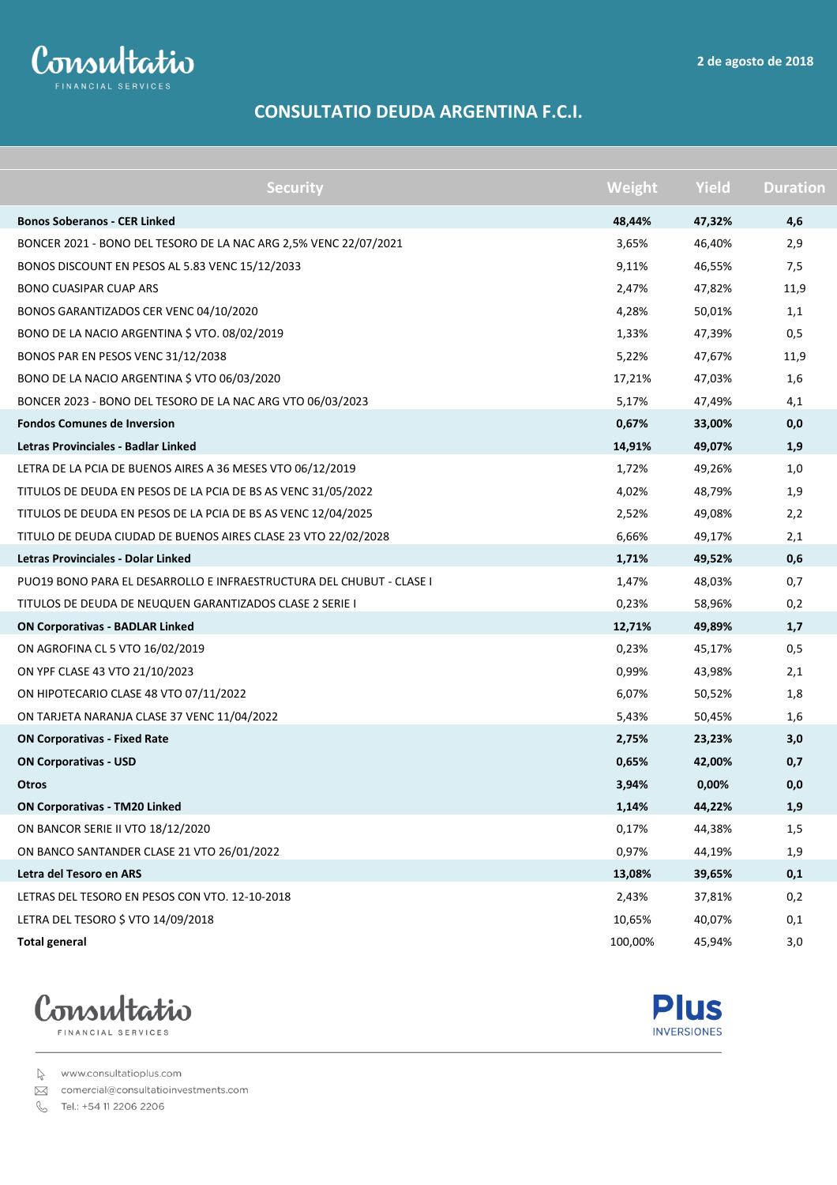Consultatio FINANCIAL SERVICES

2 de agosto de 2018

## CONSULTATIO DEUDA ARGENTINA F.C.I.

| Security | Weight | Yield | Duration |
|---|---|---|---|
| **Bonos Soberanos - CER Linked** | **48,44%** | **47,32%** | **4,6** |
| BONCER 2021 - BONO DEL TESORO DE LA NAC ARG 2,5% VENC 22/07/2021 | 3,65% | 46,40% | 2,9 |
| BONOS DISCOUNT EN PESOS AL 5.83 VENC 15/12/2033 | 9,11% | 46,55% | 7,5 |
| BONO CUASIPAR CUAP ARS | 2,47% | 47,82% | 11,9 |
| BONOS GARANTIZADOS CER VENC 04/10/2020 | 4,28% | 50,01% | 1,1 |
| BONO DE LA NACIO ARGENTINA $ VTO. 08/02/2019 | 1,33% | 47,39% | 0,5 |
| BONOS PAR EN PESOS VENC 31/12/2038 | 5,22% | 47,67% | 11,9 |
| BONO DE LA NACIO ARGENTINA $ VTO 06/03/2020 | 17,21% | 47,03% | 1,6 |
| BONCER 2023 - BONO DEL TESORO DE LA NAC ARG VTO 06/03/2023 | 5,17% | 47,49% | 4,1 |
| **Fondos Comunes de Inversion** | **0,67%** | **33,00%** | **0,0** |
| **Letras Provinciales - Badlar Linked** | **14,91%** | **49,07%** | **1,9** |
| LETRA DE LA PCIA DE BUENOS AIRES A 36 MESES VTO 06/12/2019 | 1,72% | 49,26% | 1,0 |
| TITULOS DE DEUDA EN PESOS DE LA PCIA DE BS AS VENC 31/05/2022 | 4,02% | 48,79% | 1,9 |
| TITULOS DE DEUDA EN PESOS DE LA PCIA DE BS AS VENC 12/04/2025 | 2,52% | 49,08% | 2,2 |
| TITULO DE DEUDA CIUDAD DE BUENOS AIRES CLASE 23 VTO 22/02/2028 | 6,66% | 49,17% | 2,1 |
| **Letras Provinciales - Dolar Linked** | **1,71%** | **49,52%** | **0,6** |
| PUO19 BONO PARA EL DESARROLLO E INFRAESTRUCTURA DEL CHUBUT - CLASE I | 1,47% | 48,03% | 0,7 |
| TITULOS DE DEUDA DE NEUQUEN GARANTIZADOS CLASE 2 SERIE I | 0,23% | 58,96% | 0,2 |
| **ON Corporativas - BADLAR Linked** | **12,71%** | **49,89%** | **1,7** |
| ON AGROFINA CL 5 VTO 16/02/2019 | 0,23% | 45,17% | 0,5 |
| ON YPF CLASE 43 VTO 21/10/2023 | 0,99% | 43,98% | 2,1 |
| ON HIPOTECARIO CLASE 48 VTO 07/11/2022 | 6,07% | 50,52% | 1,8 |
| ON TARJETA NARANJA CLASE 37 VENC 11/04/2022 | 5,43% | 50,45% | 1,6 |
| **ON Corporativas - Fixed Rate** | **2,75%** | **23,23%** | **3,0** |
| **ON Corporativas - USD** | **0,65%** | **42,00%** | **0,7** |
| **Otros** | **3,94%** | **0,00%** | **0,0** |
| **ON Corporativas - TM20 Linked** | **1,14%** | **44,22%** | **1,9** |
| ON BANCOR SERIE II VTO 18/12/2020 | 0,17% | 44,38% | 1,5 |
| ON BANCO SANTANDER CLASE 21 VTO 26/01/2022 | 0,97% | 44,19% | 1,9 |
| **Letra del Tesoro en ARS** | **13,08%** | **39,65%** | **0,1** |
| LETRAS DEL TESORO EN PESOS CON VTO. 12-10-2018 | 2,43% | 37,81% | 0,2 |
| LETRA DEL TESORO $ VTO 14/09/2018 | 10,65% | 40,07% | 0,1 |
| **Total general** | 100,00% | 45,94% | 3,0 |

Consultatio FINANCIAL SERVICES

Plus INVERSIONES

www.consultatioplus.com
comercial@consultatioinvestments.com
Tel.: +54 11 2206 2206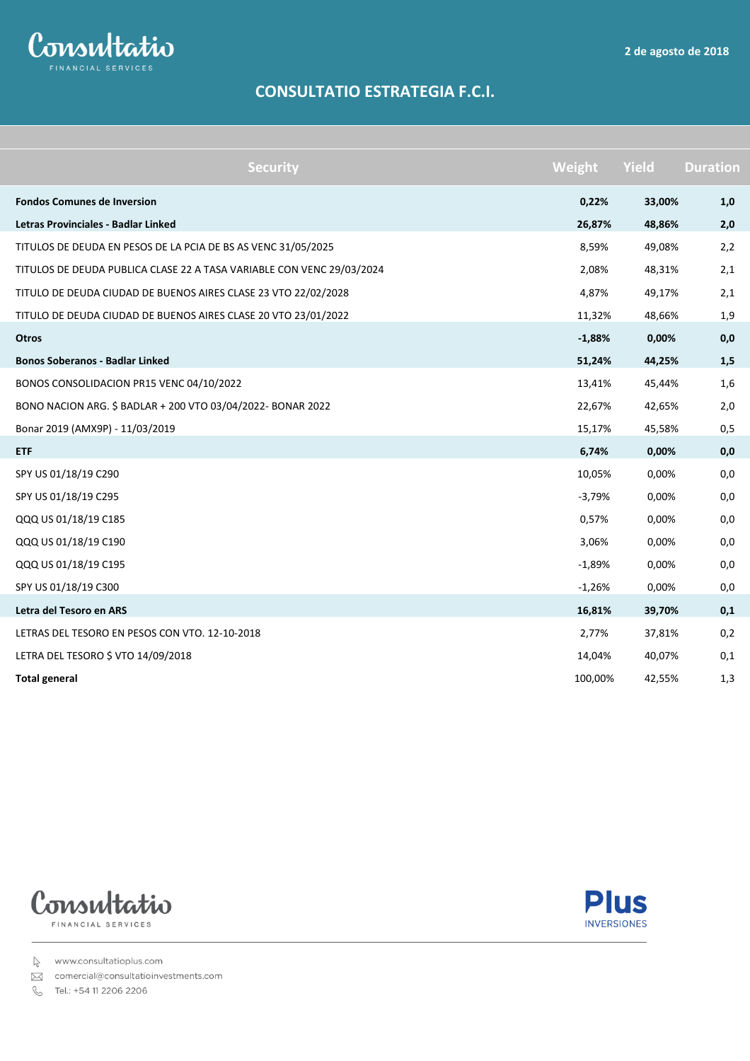2 de agosto de 2018

# CONSULTATIO ESTRATEGIA F.C.I.

| Security | Weight | Yield | Duration |
|---|---|---|---|
| **Fondos Comunes de Inversion** | **0,22%** | **33,00%** | **1,0** |
| **Letras Provinciales - Badlar Linked** | **26,87%** | **48,86%** | **2,0** |
| TITULOS DE DEUDA EN PESOS DE LA PCIA DE BS AS VENC 31/05/2025 | 8,59% | 49,08% | 2,2 |
| TITULOS DE DEUDA PUBLICA CLASE 22 A TASA VARIABLE CON VENC 29/03/2024 | 2,08% | 48,31% | 2,1 |
| TITULO DE DEUDA CIUDAD DE BUENOS AIRES CLASE 23 VTO 22/02/2028 | 4,87% | 49,17% | 2,1 |
| TITULO DE DEUDA CIUDAD DE BUENOS AIRES CLASE 20 VTO 23/01/2022 | 11,32% | 48,66% | 1,9 |
| **Otros** | **-1,88%** | **0,00%** | **0,0** |
| **Bonos Soberanos - Badlar Linked** | **51,24%** | **44,25%** | **1,5** |
| BONOS CONSOLIDACION PR15 VENC 04/10/2022 | 13,41% | 45,44% | 1,6 |
| BONO NACION ARG. $ BADLAR + 200 VTO 03/04/2022- BONAR 2022 | 22,67% | 42,65% | 2,0 |
| Bonar 2019 (AMX9P) - 11/03/2019 | 15,17% | 45,58% | 0,5 |
| **ETF** | **6,74%** | **0,00%** | **0,0** |
| SPY US 01/18/19 C290 | 10,05% | 0,00% | 0,0 |
| SPY US 01/18/19 C295 | -3,79% | 0,00% | 0,0 |
| QQQ US 01/18/19 C185 | 0,57% | 0,00% | 0,0 |
| QQQ US 01/18/19 C190 | 3,06% | 0,00% | 0,0 |
| QQQ US 01/18/19 C195 | -1,89% | 0,00% | 0,0 |
| SPY US 01/18/19 C300 | -1,26% | 0,00% | 0,0 |
| **Letra del Tesoro en ARS** | **16,81%** | **39,70%** | **0,1** |
| LETRAS DEL TESORO EN PESOS CON VTO. 12-10-2018 | 2,77% | 37,81% | 0,2 |
| LETRA DEL TESORO $ VTO 14/09/2018 | 14,04% | 40,07% | 0,1 |
| **Total general** | 100,00% | 42,55% | 1,3 |

www.consultatioplus.com

comercial@consultatioinvestments.com

Tel.: +54 11 2206 2206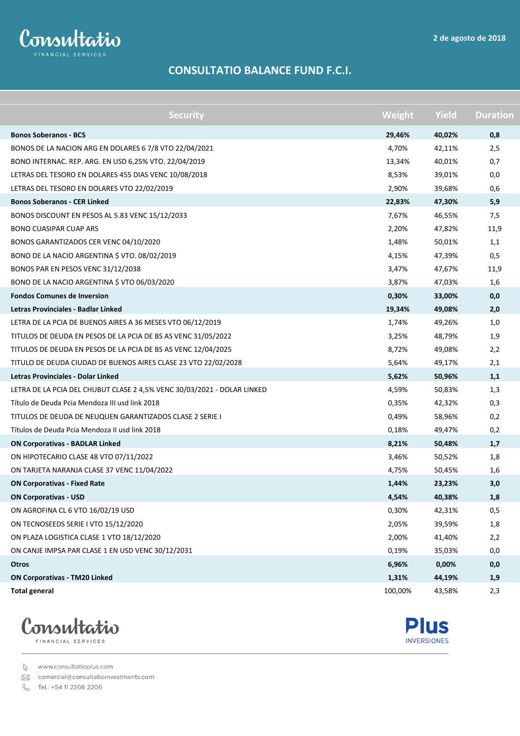Consultatio FINANCIAL SERVICES

2 de agosto de 2018

# CONSULTATIO BALANCE FUND F.C.I.

| Security | Weight | Yield | Duration |
|---|---|---|---|
| **Bonos Soberanos - BCS** | **29,46%** | **40,02%** | **0,8** |
| BONOS DE LA NACION ARG EN DOLARES 6 7/8 VTO 22/04/2021 | 4,70% | 42,11% | 2,5 |
| BONO INTERNAC. REP. ARG. EN USD 6,25% VTO. 22/04/2019 | 13,34% | 40,01% | 0,7 |
| LETRAS DEL TESORO EN DOLARES 455 DIAS VENC 10/08/2018 | 8,53% | 39,01% | 0,0 |
| LETRAS DEL TESORO EN DOLARES VTO 22/02/2019 | 2,90% | 39,68% | 0,6 |
| **Bonos Soberanos - CER Linked** | **22,83%** | **47,30%** | **5,9** |
| BONOS DISCOUNT EN PESOS AL 5.83 VENC 15/12/2033 | 7,67% | 46,55% | 7,5 |
| BONO CUASIPAR CUAP ARS | 2,20% | 47,82% | 11,9 |
| BONOS GARANTIZADOS CER VENC 04/10/2020 | 1,48% | 50,01% | 1,1 |
| BONO DE LA NACIO ARGENTINA $ VTO. 08/02/2019 | 4,15% | 47,39% | 0,5 |
| BONOS PAR EN PESOS VENC 31/12/2038 | 3,47% | 47,67% | 11,9 |
| BONO DE LA NACIO ARGENTINA $ VTO 06/03/2020 | 3,87% | 47,03% | 1,6 |
| **Fondos Comunes de Inversion** | **0,30%** | **33,00%** | **0,0** |
| **Letras Provinciales - Badlar Linked** | **19,34%** | **49,08%** | **2,0** |
| LETRA DE LA PCIA DE BUENOS AIRES A 36 MESES VTO 06/12/2019 | 1,74% | 49,26% | 1,0 |
| TITULOS DE DEUDA EN PESOS DE LA PCIA DE BS AS VENC 31/05/2022 | 3,25% | 48,79% | 1,9 |
| TITULOS DE DEUDA EN PESOS DE LA PCIA DE BS AS VENC 12/04/2025 | 8,72% | 49,08% | 2,2 |
| TITULO DE DEUDA CIUDAD DE BUENOS AIRES CLASE 23 VTO 22/02/2028 | 5,64% | 49,17% | 2,1 |
| **Letras Provinciales - Dolar Linked** | **5,62%** | **50,96%** | **1,1** |
| LETRA DE LA PCIA DEL CHUBUT CLASE 2 4,5% VENC 30/03/2021 - DOLAR LINKED | 4,59% | 50,83% | 1,3 |
| Título de Deuda Pcia Mendoza III usd link 2018 | 0,35% | 42,32% | 0,3 |
| TITULOS DE DEUDA DE NEUQUEN GARANTIZADOS CLASE 2 SERIE I | 0,49% | 58,96% | 0,2 |
| Títulos de Deuda Pcia Mendoza II usd link 2018 | 0,18% | 49,47% | 0,2 |
| **ON Corporativas - BADLAR Linked** | **8,21%** | **50,48%** | **1,7** |
| ON HIPOTECARIO CLASE 48 VTO 07/11/2022 | 3,46% | 50,52% | 1,8 |
| ON TARJETA NARANJA CLASE 37 VENC 11/04/2022 | 4,75% | 50,45% | 1,6 |
| **ON Corporativas - Fixed Rate** | **1,44%** | **23,23%** | **3,0** |
| **ON Corporativas - USD** | **4,54%** | **40,38%** | **1,8** |
| ON AGROFINA CL 6 VTO 16/02/19 USD | 0,30% | 42,31% | 0,5 |
| ON TECNOSEEDS SERIE I VTO 15/12/2020 | 2,05% | 39,59% | 1,8 |
| ON PLAZA LOGISTICA CLASE 1 VTO 18/12/2020 | 2,00% | 41,40% | 2,2 |
| ON CANJE IMPSA PAR CLASE 1 EN USD VENC 30/12/2031 | 0,19% | 35,03% | 0,0 |
| **Otros** | **6,96%** | **0,00%** | **0,0** |
| **ON Corporativas - TM20 Linked** | **1,31%** | **44,19%** | **1,9** |
| **Total general** | 100,00% | 43,58% | 2,3 |

Consultatio FINANCIAL SERVICES

Plus INVERSIONES

www.consultatioplus.com
comercial@consultatioinvestments.com
Tel.: +54 11 2206 2206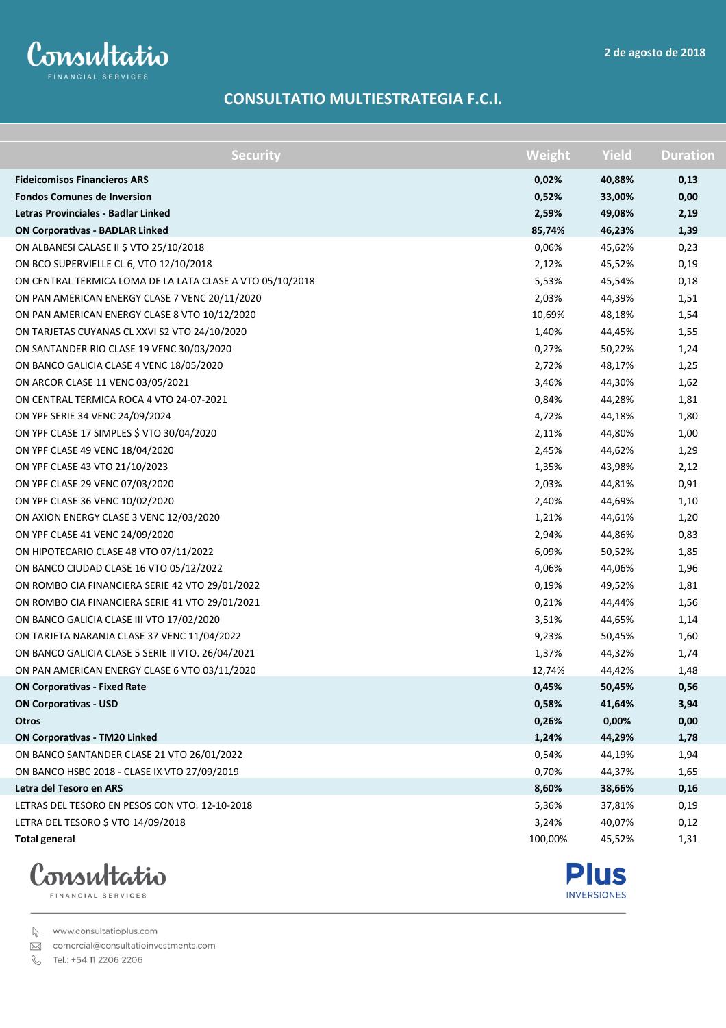Consultatio FINANCIAL SERVICES

2 de agosto de 2018

# CONSULTATIO MULTIESTRATEGIA F.C.I.

| Security | Weight | Yield | Duration |
|---|---|---|---|
| **Fideicomisos Financieros ARS** | **0,02%** | **40,88%** | **0,13** |
| **Fondos Comunes de Inversion** | **0,52%** | **33,00%** | **0,00** |
| **Letras Provinciales - Badlar Linked** | **2,59%** | **49,08%** | **2,19** |
| **ON Corporativas - BADLAR Linked** | **85,74%** | **46,23%** | **1,39** |
| ON ALBANESI CALASE II $ VTO 25/10/2018 | 0,06% | 45,62% | 0,23 |
| ON BCO SUPERVIELLE CL 6, VTO 12/10/2018 | 2,12% | 45,52% | 0,19 |
| ON CENTRAL TERMICA LOMA DE LA LATA CLASE A VTO 05/10/2018 | 5,53% | 45,54% | 0,18 |
| ON PAN AMERICAN ENERGY CLASE 7 VENC 20/11/2020 | 2,03% | 44,39% | 1,51 |
| ON PAN AMERICAN ENERGY CLASE 8 VTO 10/12/2020 | 10,69% | 48,18% | 1,54 |
| ON TARJETAS CUYANAS CL XXVI S2 VTO 24/10/2020 | 1,40% | 44,45% | 1,55 |
| ON SANTANDER RIO CLASE 19 VENC 30/03/2020 | 0,27% | 50,22% | 1,24 |
| ON BANCO GALICIA CLASE 4 VENC 18/05/2020 | 2,72% | 48,17% | 1,25 |
| ON ARCOR CLASE 11 VENC 03/05/2021 | 3,46% | 44,30% | 1,62 |
| ON CENTRAL TERMICA ROCA 4 VTO 24-07-2021 | 0,84% | 44,28% | 1,81 |
| ON YPF SERIE 34 VENC 24/09/2024 | 4,72% | 44,18% | 1,80 |
| ON YPF CLASE 17 SIMPLES $ VTO 30/04/2020 | 2,11% | 44,80% | 1,00 |
| ON YPF CLASE 49 VENC 18/04/2020 | 2,45% | 44,62% | 1,29 |
| ON YPF CLASE 43 VTO 21/10/2023 | 1,35% | 43,98% | 2,12 |
| ON YPF CLASE 29 VENC 07/03/2020 | 2,03% | 44,81% | 0,91 |
| ON YPF CLASE 36 VENC 10/02/2020 | 2,40% | 44,69% | 1,10 |
| ON AXION ENERGY CLASE 3 VENC 12/03/2020 | 1,21% | 44,61% | 1,20 |
| ON YPF CLASE 41 VENC 24/09/2020 | 2,94% | 44,86% | 0,83 |
| ON HIPOTECARIO CLASE 48 VTO 07/11/2022 | 6,09% | 50,52% | 1,85 |
| ON BANCO CIUDAD CLASE 16 VTO 05/12/2022 | 4,06% | 44,06% | 1,96 |
| ON ROMBO CIA FINANCIERA SERIE 42 VTO 29/01/2022 | 0,19% | 49,52% | 1,81 |
| ON ROMBO CIA FINANCIERA SERIE 41 VTO 29/01/2021 | 0,21% | 44,44% | 1,56 |
| ON BANCO GALICIA CLASE III VTO 17/02/2020 | 3,51% | 44,65% | 1,14 |
| ON TARJETA NARANJA CLASE 37 VENC 11/04/2022 | 9,23% | 50,45% | 1,60 |
| ON BANCO GALICIA CLASE 5 SERIE II VTO. 26/04/2021 | 1,37% | 44,32% | 1,74 |
| ON PAN AMERICAN ENERGY CLASE 6 VTO 03/11/2020 | 12,74% | 44,42% | 1,48 |
| **ON Corporativas - Fixed Rate** | **0,45%** | **50,45%** | **0,56** |
| **ON Corporativas - USD** | **0,58%** | **41,64%** | **3,94** |
| **Otros** | **0,26%** | **0,00%** | **0,00** |
| **ON Corporativas - TM20 Linked** | **1,24%** | **44,29%** | **1,78** |
| ON BANCO SANTANDER CLASE 21 VTO 26/01/2022 | 0,54% | 44,19% | 1,94 |
| ON BANCO HSBC 2018 - CLASE IX VTO 27/09/2019 | 0,70% | 44,37% | 1,65 |
| **Letra del Tesoro en ARS** | **8,60%** | **38,66%** | **0,16** |
| LETRAS DEL TESORO EN PESOS CON VTO. 12-10-2018 | 5,36% | 37,81% | 0,19 |
| LETRA DEL TESORO $ VTO 14/09/2018 | 3,24% | 40,07% | 0,12 |
| **Total general** | 100,00% | 45,52% | 1,31 |

Consultatio FINANCIAL SERVICES

Plus INVERSIONES

www.consultatioplus.com

comercial@consultatioinvestments.com

Tel.: +54 11 2206 2206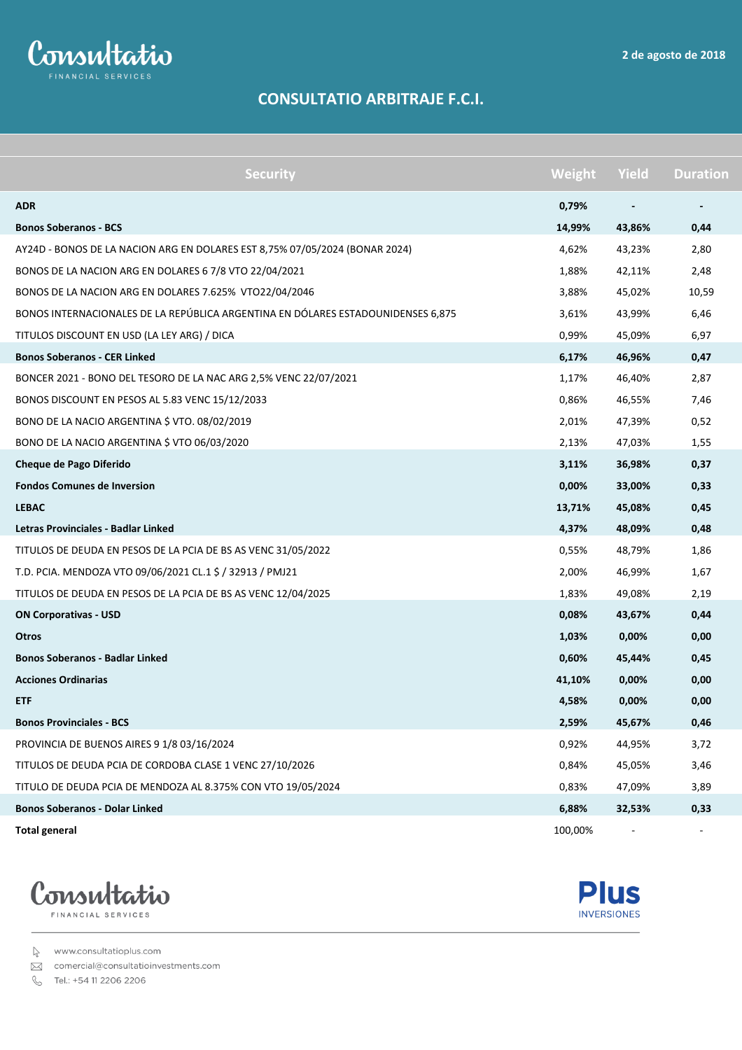Consultatio FINANCIAL SERVICES

2 de agosto de 2018

# CONSULTATIO ARBITRAJE F.C.I.

| Security | Weight | Yield | Duration |
|---|---|---|---|
| **ADR** | **0,79%** | **-** | **-** |
| **Bonos Soberanos - BCS** | **14,99%** | **43,86%** | **0,44** |
| AY24D - BONOS DE LA NACION ARG EN DOLARES EST 8,75% 07/05/2024 (BONAR 2024) | 4,62% | 43,23% | 2,80 |
| BONOS DE LA NACION ARG EN DOLARES 6 7/8 VTO 22/04/2021 | 1,88% | 42,11% | 2,48 |
| BONOS DE LA NACION ARG EN DOLARES 7.625% VTO22/04/2046 | 3,88% | 45,02% | 10,59 |
| BONOS INTERNACIONALES DE LA REPÚBLICA ARGENTINA EN DÓLARES ESTADOUNIDENSES 6,875 | 3,61% | 43,99% | 6,46 |
| TITULOS DISCOUNT EN USD (LA LEY ARG) / DICA | 0,99% | 45,09% | 6,97 |
| **Bonos Soberanos - CER Linked** | **6,17%** | **46,96%** | **0,47** |
| BONCER 2021 - BONO DEL TESORO DE LA NAC ARG 2,5% VENC 22/07/2021 | 1,17% | 46,40% | 2,87 |
| BONOS DISCOUNT EN PESOS AL 5.83 VENC 15/12/2033 | 0,86% | 46,55% | 7,46 |
| BONO DE LA NACIO ARGENTINA $ VTO. 08/02/2019 | 2,01% | 47,39% | 0,52 |
| BONO DE LA NACIO ARGENTINA $ VTO 06/03/2020 | 2,13% | 47,03% | 1,55 |
| **Cheque de Pago Diferido** | **3,11%** | **36,98%** | **0,37** |
| **Fondos Comunes de Inversion** | **0,00%** | **33,00%** | **0,33** |
| **LEBAC** | **13,71%** | **45,08%** | **0,45** |
| **Letras Provinciales - Badlar Linked** | **4,37%** | **48,09%** | **0,48** |
| TITULOS DE DEUDA EN PESOS DE LA PCIA DE BS AS VENC 31/05/2022 | 0,55% | 48,79% | 1,86 |
| T.D. PCIA. MENDOZA VTO 09/06/2021 CL.1 $ / 32913 / PMJ21 | 2,00% | 46,99% | 1,67 |
| TITULOS DE DEUDA EN PESOS DE LA PCIA DE BS AS VENC 12/04/2025 | 1,83% | 49,08% | 2,19 |
| **ON Corporativas - USD** | **0,08%** | **43,67%** | **0,44** |
| **Otros** | **1,03%** | **0,00%** | **0,00** |
| **Bonos Soberanos - Badlar Linked** | **0,60%** | **45,44%** | **0,45** |
| **Acciones Ordinarias** | **41,10%** | **0,00%** | **0,00** |
| **ETF** | **4,58%** | **0,00%** | **0,00** |
| **Bonos Provinciales - BCS** | **2,59%** | **45,67%** | **0,46** |
| PROVINCIA DE BUENOS AIRES 9 1/8 03/16/2024 | 0,92% | 44,95% | 3,72 |
| TITULOS DE DEUDA PCIA DE CORDOBA CLASE 1 VENC 27/10/2026 | 0,84% | 45,05% | 3,46 |
| TITULO DE DEUDA PCIA DE MENDOZA AL 8.375% CON VTO 19/05/2024 | 0,83% | 47,09% | 3,89 |
| **Bonos Soberanos - Dolar Linked** | **6,88%** | **32,53%** | **0,33** |
| **Total general** | 100,00% | - | - |

Consultatio FINANCIAL SERVICES

Plus INVERSIONES

www.consultatioplus.com
comercial@consultatioinvestments.com
Tel.: +54 11 2206 2206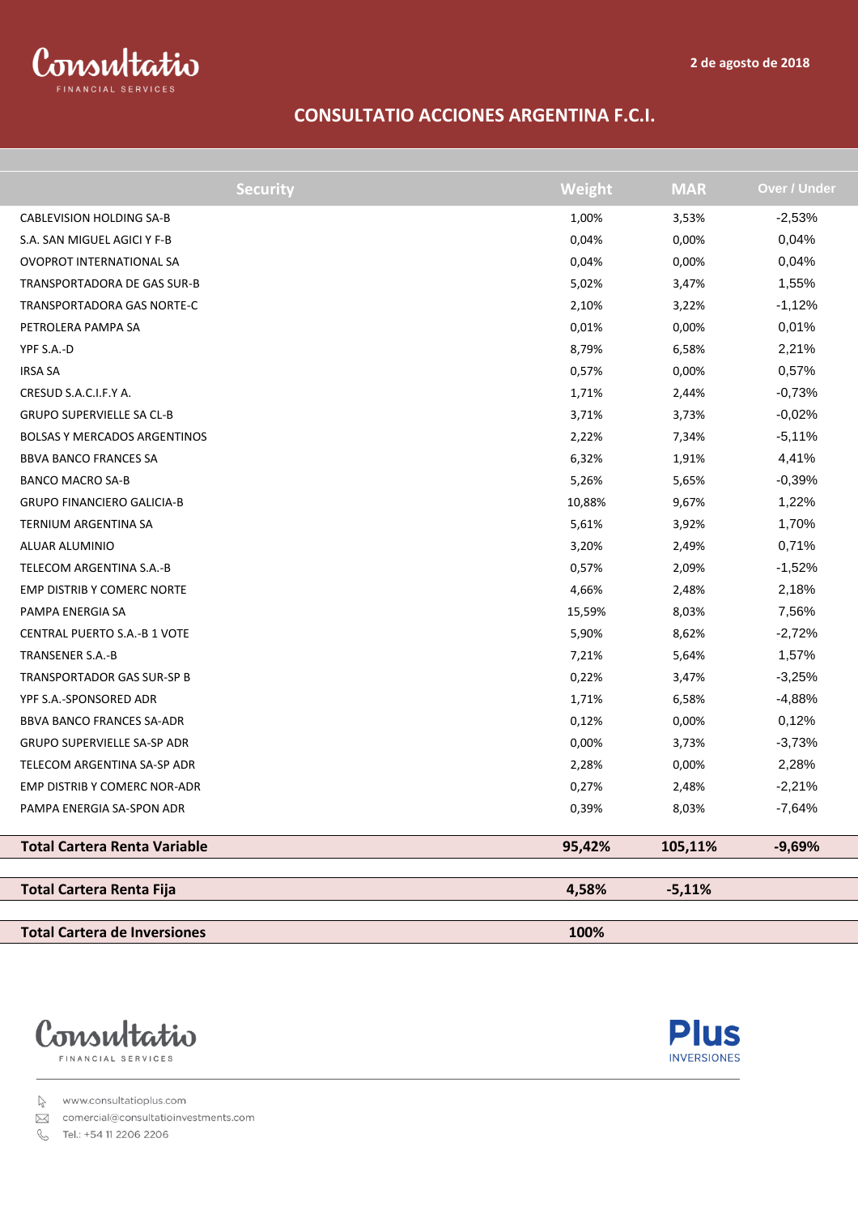2 de agosto de 2018

## CONSULTATIO ACCIONES ARGENTINA F.C.I.

| Security | Weight | MAR | Over / Under |
|---|---|---|---|
| CABLEVISION HOLDING SA-B | 1,00% | 3,53% | -2,53% |
| S.A. SAN MIGUEL AGICI Y F-B | 0,04% | 0,00% | 0,04% |
| OVOPROT INTERNATIONAL SA | 0,04% | 0,00% | 0,04% |
| TRANSPORTADORA DE GAS SUR-B | 5,02% | 3,47% | 1,55% |
| TRANSPORTADORA GAS NORTE-C | 2,10% | 3,22% | -1,12% |
| PETROLERA PAMPA SA | 0,01% | 0,00% | 0,01% |
| YPF S.A.-D | 8,79% | 6,58% | 2,21% |
| IRSA SA | 0,57% | 0,00% | 0,57% |
| CRESUD S.A.C.I.F.Y A. | 1,71% | 2,44% | -0,73% |
| GRUPO SUPERVIELLE SA CL-B | 3,71% | 3,73% | -0,02% |
| BOLSAS Y MERCADOS ARGENTINOS | 2,22% | 7,34% | -5,11% |
| BBVA BANCO FRANCES SA | 6,32% | 1,91% | 4,41% |
| BANCO MACRO SA-B | 5,26% | 5,65% | -0,39% |
| GRUPO FINANCIERO GALICIA-B | 10,88% | 9,67% | 1,22% |
| TERNIUM ARGENTINA SA | 5,61% | 3,92% | 1,70% |
| ALUAR ALUMINIO | 3,20% | 2,49% | 0,71% |
| TELECOM ARGENTINA S.A.-B | 0,57% | 2,09% | -1,52% |
| EMP DISTRIB Y COMERC NORTE | 4,66% | 2,48% | 2,18% |
| PAMPA ENERGIA SA | 15,59% | 8,03% | 7,56% |
| CENTRAL PUERTO S.A.-B 1 VOTE | 5,90% | 8,62% | -2,72% |
| TRANSENER S.A.-B | 7,21% | 5,64% | 1,57% |
| TRANSPORTADOR GAS SUR-SP B | 0,22% | 3,47% | -3,25% |
| YPF S.A.-SPONSORED ADR | 1,71% | 6,58% | -4,88% |
| BBVA BANCO FRANCES SA-ADR | 0,12% | 0,00% | 0,12% |
| GRUPO SUPERVIELLE SA-SP ADR | 0,00% | 3,73% | -3,73% |
| TELECOM ARGENTINA SA-SP ADR | 2,28% | 0,00% | 2,28% |
| EMP DISTRIB Y COMERC NOR-ADR | 0,27% | 2,48% | -2,21% |
| PAMPA ENERGIA SA-SPON ADR | 0,39% | 8,03% | -7,64% |
| **Total Cartera Renta Variable** | **95,42%** | **105,11%** | **-9,69%** |
| **Total Cartera Renta Fija** | **4,58%** | **-5,11%** | |
| **Total Cartera de Inversiones** | **100%** | | |

www.consultatioplus.com
comercial@consultatioinvestments.com
Tel.: +54 11 2206 2206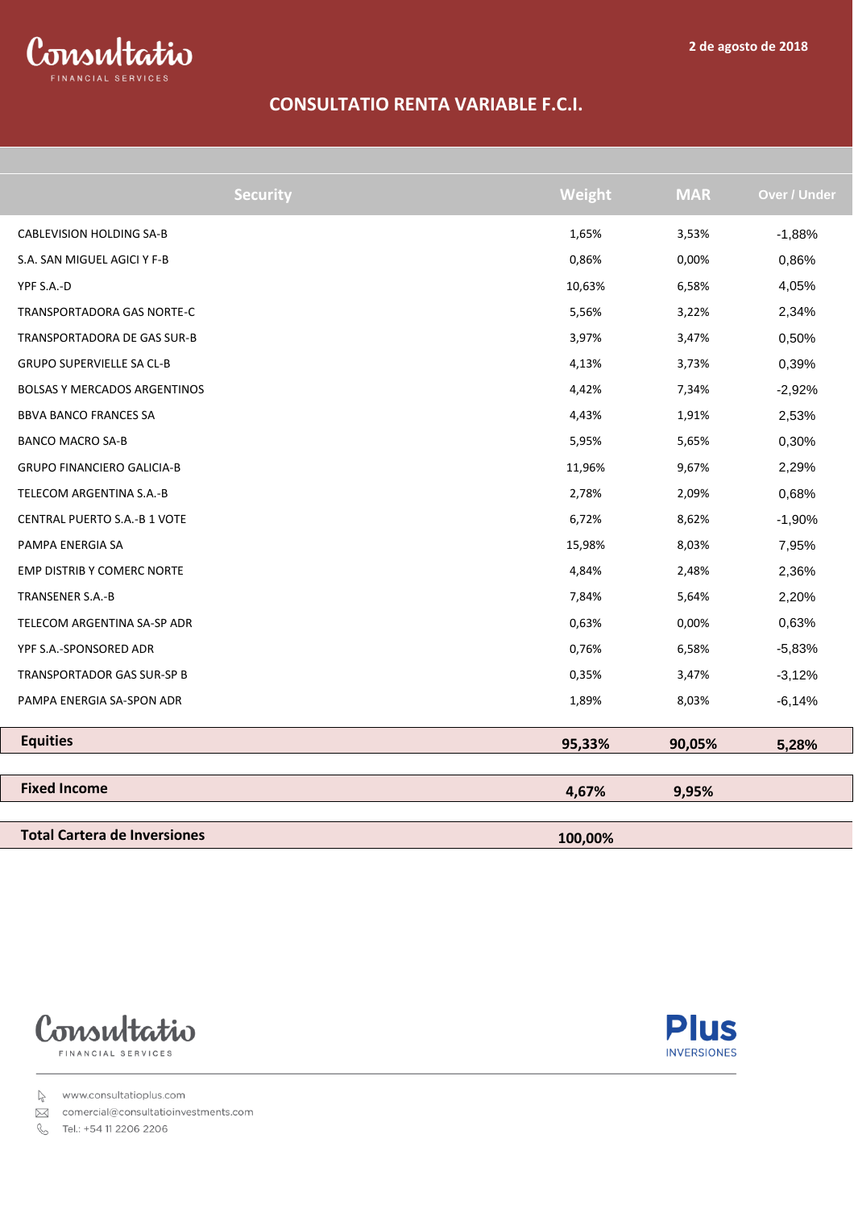2 de agosto de 2018

# CONSULTATIO RENTA VARIABLE F.C.I.

| Security | Weight | MAR | Over / Under |
|---|---|---|---|
| CABLEVISION HOLDING SA-B | 1,65% | 3,53% | -1,88% |
| S.A. SAN MIGUEL AGICI Y F-B | 0,86% | 0,00% | 0,86% |
| YPF S.A.-D | 10,63% | 6,58% | 4,05% |
| TRANSPORTADORA GAS NORTE-C | 5,56% | 3,22% | 2,34% |
| TRANSPORTADORA DE GAS SUR-B | 3,97% | 3,47% | 0,50% |
| GRUPO SUPERVIELLE SA CL-B | 4,13% | 3,73% | 0,39% |
| BOLSAS Y MERCADOS ARGENTINOS | 4,42% | 7,34% | -2,92% |
| BBVA BANCO FRANCES SA | 4,43% | 1,91% | 2,53% |
| BANCO MACRO SA-B | 5,95% | 5,65% | 0,30% |
| GRUPO FINANCIERO GALICIA-B | 11,96% | 9,67% | 2,29% |
| TELECOM ARGENTINA S.A.-B | 2,78% | 2,09% | 0,68% |
| CENTRAL PUERTO S.A.-B 1 VOTE | 6,72% | 8,62% | -1,90% |
| PAMPA ENERGIA SA | 15,98% | 8,03% | 7,95% |
| EMP DISTRIB Y COMERC NORTE | 4,84% | 2,48% | 2,36% |
| TRANSENER S.A.-B | 7,84% | 5,64% | 2,20% |
| TELECOM ARGENTINA SA-SP ADR | 0,63% | 0,00% | 0,63% |
| YPF S.A.-SPONSORED ADR | 0,76% | 6,58% | -5,83% |
| TRANSPORTADOR GAS SUR-SP B | 0,35% | 3,47% | -3,12% |
| PAMPA ENERGIA SA-SPON ADR | 1,89% | 8,03% | -6,14% |
| **Equities** | **95,33%** | **90,05%** | **5,28%** |
| **Fixed Income** | **4,67%** | **9,95%** | |
| **Total Cartera de Inversiones** | **100,00%** | | |

Consultatio FINANCIAL SERVICES

Plus INVERSIONES

www.consultatioplus.com

comercial@consultatioinvestments.com

Tel.: +54 11 2206 2206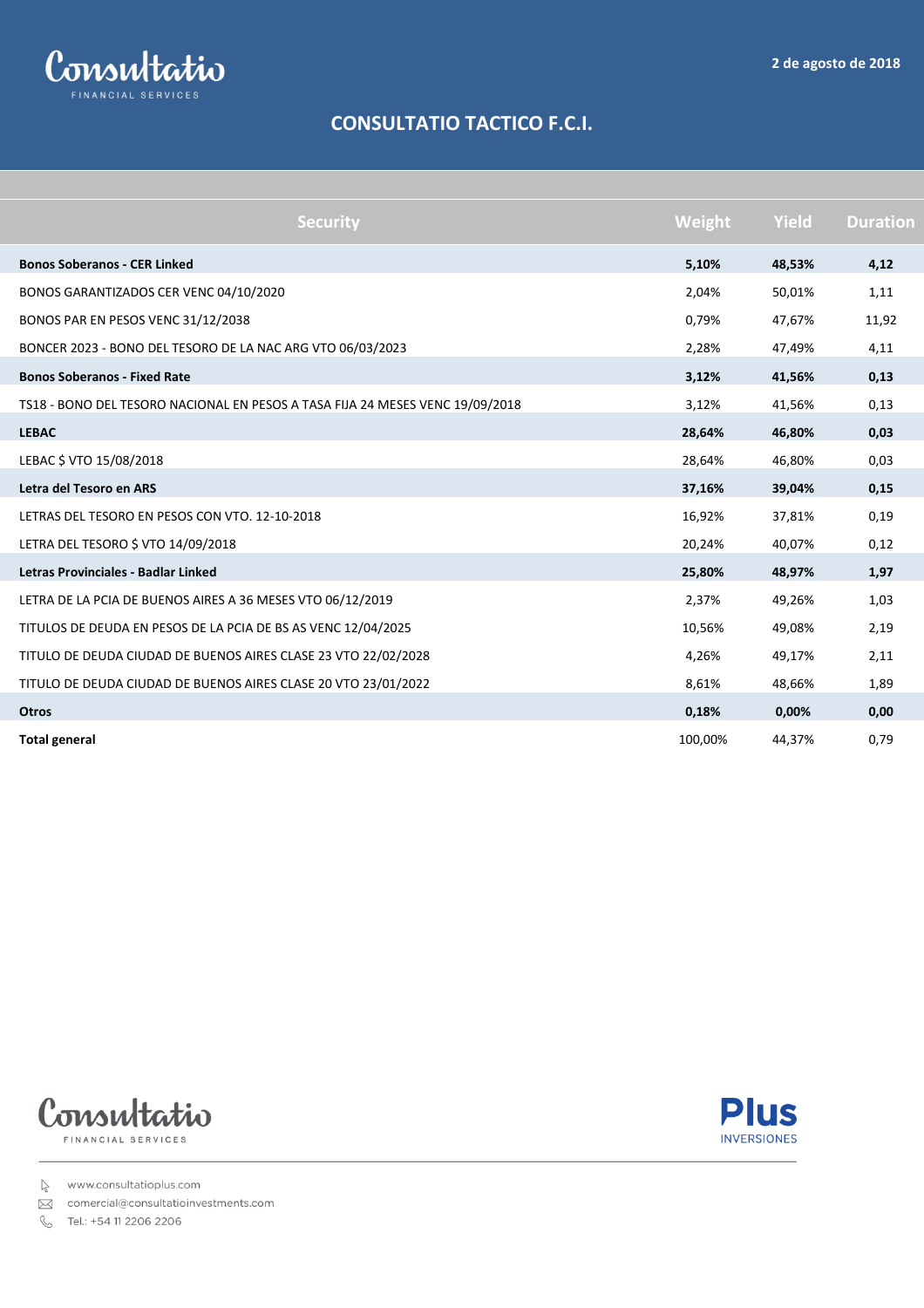2 de agosto de 2018

# CONSULTATIO TACTICO F.C.I.

| Security | Weight | Yield | Duration |
|---|---|---|---|
| **Bonos Soberanos - CER Linked** | **5,10%** | **48,53%** | **4,12** |
| BONOS GARANTIZADOS CER VENC 04/10/2020 | 2,04% | 50,01% | 1,11 |
| BONOS PAR EN PESOS VENC 31/12/2038 | 0,79% | 47,67% | 11,92 |
| BONCER 2023 - BONO DEL TESORO DE LA NAC ARG VTO 06/03/2023 | 2,28% | 47,49% | 4,11 |
| **Bonos Soberanos - Fixed Rate** | **3,12%** | **41,56%** | **0,13** |
| TS18 - BONO DEL TESORO NACIONAL EN PESOS A TASA FIJA 24 MESES VENC 19/09/2018 | 3,12% | 41,56% | 0,13 |
| **LEBAC** | **28,64%** | **46,80%** | **0,03** |
| LEBAC $ VTO 15/08/2018 | 28,64% | 46,80% | 0,03 |
| **Letra del Tesoro en ARS** | **37,16%** | **39,04%** | **0,15** |
| LETRAS DEL TESORO EN PESOS CON VTO. 12-10-2018 | 16,92% | 37,81% | 0,19 |
| LETRA DEL TESORO $ VTO 14/09/2018 | 20,24% | 40,07% | 0,12 |
| **Letras Provinciales - Badlar Linked** | **25,80%** | **48,97%** | **1,97** |
| LETRA DE LA PCIA DE BUENOS AIRES A 36 MESES VTO 06/12/2019 | 2,37% | 49,26% | 1,03 |
| TITULOS DE DEUDA EN PESOS DE LA PCIA DE BS AS VENC 12/04/2025 | 10,56% | 49,08% | 2,19 |
| TITULO DE DEUDA CIUDAD DE BUENOS AIRES CLASE 23 VTO 22/02/2028 | 4,26% | 49,17% | 2,11 |
| TITULO DE DEUDA CIUDAD DE BUENOS AIRES CLASE 20 VTO 23/01/2022 | 8,61% | 48,66% | 1,89 |
| **Otros** | **0,18%** | **0,00%** | **0,00** |
| **Total general** | 100,00% | 44,37% | 0,79 |

www.consultatioplus.com
comercial@consultatioinvestments.com
Tel.: +54 11 2206 2206